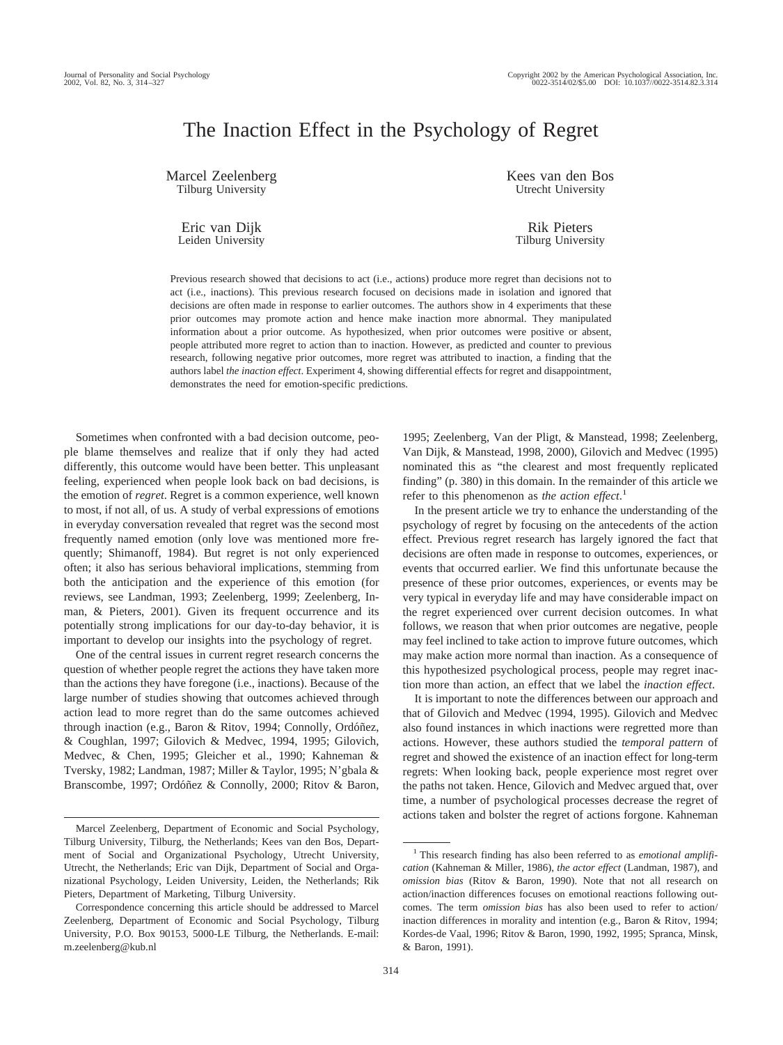# The Inaction Effect in the Psychology of Regret

Marcel Zeelenberg
Tilburg University

Kees van den Bos
Utrecht University

Eric van Dijk
Leiden University

Rik Pieters
Tilburg University

Previous research showed that decisions to act (i.e., actions) produce more regret than decisions not to act (i.e., inactions). This previous research focused on decisions made in isolation and ignored that decisions are often made in response to earlier outcomes. The authors show in 4 experiments that these prior outcomes may promote action and hence make inaction more abnormal. They manipulated information about a prior outcome. As hypothesized, when prior outcomes were positive or absent, people attributed more regret to action than to inaction. However, as predicted and counter to previous research, following negative prior outcomes, more regret was attributed to inaction, a finding that the authors label *the inaction effect*. Experiment 4, showing differential effects for regret and disappointment, demonstrates the need for emotion-specific predictions.

Sometimes when confronted with a bad decision outcome, people blame themselves and realize that if only they had acted differently, this outcome would have been better. This unpleasant feeling, experienced when people look back on bad decisions, is the emotion of *regret*. Regret is a common experience, well known to most, if not all, of us. A study of verbal expressions of emotions in everyday conversation revealed that regret was the second most frequently named emotion (only love was mentioned more frequently; Shimanoff, 1984). But regret is not only experienced often; it also has serious behavioral implications, stemming from both the anticipation and the experience of this emotion (for reviews, see Landman, 1993; Zeelenberg, 1999; Zeelenberg, Inman, & Pieters, 2001). Given its frequent occurrence and its potentially strong implications for our day-to-day behavior, it is important to develop our insights into the psychology of regret.

One of the central issues in current regret research concerns the question of whether people regret the actions they have taken more than the actions they have foregone (i.e., inactions). Because of the large number of studies showing that outcomes achieved through action lead to more regret than do the same outcomes achieved through inaction (e.g., Baron & Ritov, 1994; Connolly, Ordóñez, & Coughlan, 1997; Gilovich & Medvec, 1994, 1995; Gilovich, Medvec, & Chen, 1995; Gleicher et al., 1990; Kahneman & Tversky, 1982; Landman, 1987; Miller & Taylor, 1995; N'gbala & Branscombe, 1997; Ordóñez & Connolly, 2000; Ritov & Baron, 1995; Zeelenberg, Van der Pligt, & Manstead, 1998; Zeelenberg, Van Dijk, & Manstead, 1998, 2000), Gilovich and Medvec (1995) nominated this as "the clearest and most frequently replicated finding" (p. 380) in this domain. In the remainder of this article we refer to this phenomenon as *the action effect*.[1]

In the present article we try to enhance the understanding of the psychology of regret by focusing on the antecedents of the action effect. Previous regret research has largely ignored the fact that decisions are often made in response to outcomes, experiences, or events that occurred earlier. We find this unfortunate because the presence of these prior outcomes, experiences, or events may be very typical in everyday life and may have considerable impact on the regret experienced over current decision outcomes. In what follows, we reason that when prior outcomes are negative, people may feel inclined to take action to improve future outcomes, which may make action more normal than inaction. As a consequence of this hypothesized psychological process, people may regret inaction more than action, an effect that we label the *inaction effect*.

It is important to note the differences between our approach and that of Gilovich and Medvec (1994, 1995). Gilovich and Medvec also found instances in which inactions were regretted more than actions. However, these authors studied the *temporal pattern* of regret and showed the existence of an inaction effect for long-term regrets: When looking back, people experience most regret over the paths not taken. Hence, Gilovich and Medvec argued that, over time, a number of psychological processes decrease the regret of actions taken and bolster the regret of actions forgone. Kahneman

Marcel Zeelenberg, Department of Economic and Social Psychology, Tilburg University, Tilburg, the Netherlands; Kees van den Bos, Department of Social and Organizational Psychology, Utrecht University, Utrecht, the Netherlands; Eric van Dijk, Department of Social and Organizational Psychology, Leiden University, Leiden, the Netherlands; Rik Pieters, Department of Marketing, Tilburg University.

Correspondence concerning this article should be addressed to Marcel Zeelenberg, Department of Economic and Social Psychology, Tilburg University, P.O. Box 90153, 5000-LE Tilburg, the Netherlands. E-mail: m.zeelenberg@kub.nl

[1] This research finding has also been referred to as *emotional amplification* (Kahneman & Miller, 1986), *the actor effect* (Landman, 1987), and *omission bias* (Ritov & Baron, 1990). Note that not all research on action/inaction differences focuses on emotional reactions following outcomes. The term *omission bias* has also been used to refer to action/inaction differences in morality and intention (e.g., Baron & Ritov, 1994; Kordes-de Vaal, 1996; Ritov & Baron, 1990, 1992, 1995; Spranca, Minsk, & Baron, 1991).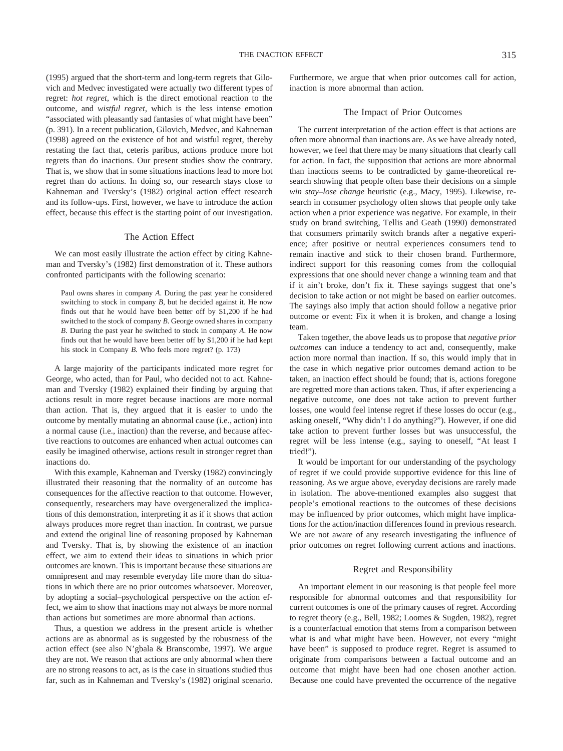(1995) argued that the short-term and long-term regrets that Gilovich and Medvec investigated were actually two different types of regret: *hot regret*, which is the direct emotional reaction to the outcome, and *wistful regret*, which is the less intense emotion "associated with pleasantly sad fantasies of what might have been" (p. 391). In a recent publication, Gilovich, Medvec, and Kahneman (1998) agreed on the existence of hot and wistful regret, thereby restating the fact that, ceteris paribus, actions produce more hot regrets than do inactions. Our present studies show the contrary. That is, we show that in some situations inactions lead to more hot regret than do actions. In doing so, our research stays close to Kahneman and Tversky's (1982) original action effect research and its follow-ups. First, however, we have to introduce the action effect, because this effect is the starting point of our investigation.

## The Action Effect

We can most easily illustrate the action effect by citing Kahneman and Tversky's (1982) first demonstration of it. These authors confronted participants with the following scenario:

> Paul owns shares in company *A*. During the past year he considered switching to stock in company *B*, but he decided against it. He now finds out that he would have been better off by $1,200 if he had switched to the stock of company *B*. George owned shares in company *B*. During the past year he switched to stock in company *A*. He now finds out that he would have been better off by $1,200 if he had kept his stock in Company *B*. Who feels more regret? (p. 173)

A large majority of the participants indicated more regret for George, who acted, than for Paul, who decided not to act. Kahneman and Tversky (1982) explained their finding by arguing that actions result in more regret because inactions are more normal than action. That is, they argued that it is easier to undo the outcome by mentally mutating an abnormal cause (i.e., action) into a normal cause (i.e., inaction) than the reverse, and because affective reactions to outcomes are enhanced when actual outcomes can easily be imagined otherwise, actions result in stronger regret than inactions do.

With this example, Kahneman and Tversky (1982) convincingly illustrated their reasoning that the normality of an outcome has consequences for the affective reaction to that outcome. However, consequently, researchers may have overgeneralized the implications of this demonstration, interpreting it as if it shows that action always produces more regret than inaction. In contrast, we pursue and extend the original line of reasoning proposed by Kahneman and Tversky. That is, by showing the existence of an inaction effect, we aim to extend their ideas to situations in which prior outcomes are known. This is important because these situations are omnipresent and may resemble everyday life more than do situations in which there are no prior outcomes whatsoever. Moreover, by adopting a social–psychological perspective on the action effect, we aim to show that inactions may not always be more normal than actions but sometimes are more abnormal than actions.

Thus, a question we address in the present article is whether actions are as abnormal as is suggested by the robustness of the action effect (see also N'gbala & Branscombe, 1997). We argue they are not. We reason that actions are only abnormal when there are no strong reasons to act, as is the case in situations studied thus far, such as in Kahneman and Tversky's (1982) original scenario. Furthermore, we argue that when prior outcomes call for action, inaction is more abnormal than action.

## The Impact of Prior Outcomes

The current interpretation of the action effect is that actions are often more abnormal than inactions are. As we have already noted, however, we feel that there may be many situations that clearly call for action. In fact, the supposition that actions are more abnormal than inactions seems to be contradicted by game-theoretical research showing that people often base their decisions on a simple *win stay–lose change* heuristic (e.g., Macy, 1995). Likewise, research in consumer psychology often shows that people only take action when a prior experience was negative. For example, in their study on brand switching, Tellis and Geath (1990) demonstrated that consumers primarily switch brands after a negative experience; after positive or neutral experiences consumers tend to remain inactive and stick to their chosen brand. Furthermore, indirect support for this reasoning comes from the colloquial expressions that one should never change a winning team and that if it ain't broke, don't fix it. These sayings suggest that one's decision to take action or not might be based on earlier outcomes. The sayings also imply that action should follow a negative prior outcome or event: Fix it when it is broken, and change a losing team.

Taken together, the above leads us to propose that *negative prior outcomes* can induce a tendency to act and, consequently, make action more normal than inaction. If so, this would imply that in the case in which negative prior outcomes demand action to be taken, an inaction effect should be found; that is, actions foregone are regretted more than actions taken. Thus, if after experiencing a negative outcome, one does not take action to prevent further losses, one would feel intense regret if these losses do occur (e.g., asking oneself, "Why didn't I do anything?"). However, if one did take action to prevent further losses but was unsuccessful, the regret will be less intense (e.g., saying to oneself, "At least I tried!").

It would be important for our understanding of the psychology of regret if we could provide supportive evidence for this line of reasoning. As we argue above, everyday decisions are rarely made in isolation. The above-mentioned examples also suggest that people's emotional reactions to the outcomes of these decisions may be influenced by prior outcomes, which might have implications for the action/inaction differences found in previous research. We are not aware of any research investigating the influence of prior outcomes on regret following current actions and inactions.

## Regret and Responsibility

An important element in our reasoning is that people feel more responsible for abnormal outcomes and that responsibility for current outcomes is one of the primary causes of regret. According to regret theory (e.g., Bell, 1982; Loomes & Sugden, 1982), regret is a counterfactual emotion that stems from a comparison between what is and what might have been. However, not every "might have been" is supposed to produce regret. Regret is assumed to originate from comparisons between a factual outcome and an outcome that might have been had one chosen another action. Because one could have prevented the occurrence of the negative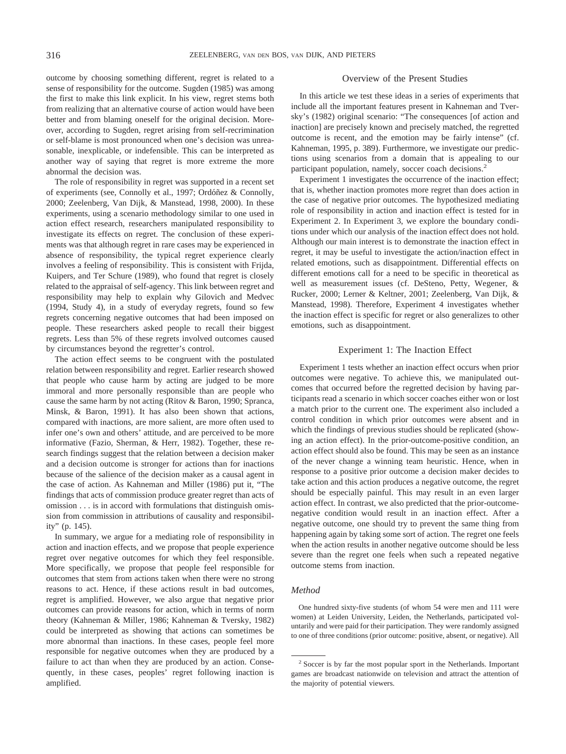outcome by choosing something different, regret is related to a sense of responsibility for the outcome. Sugden (1985) was among the first to make this link explicit. In his view, regret stems both from realizing that an alternative course of action would have been better and from blaming oneself for the original decision. Moreover, according to Sugden, regret arising from self-recrimination or self-blame is most pronounced when one's decision was unreasonable, inexplicable, or indefensible. This can be interpreted as another way of saying that regret is more extreme the more abnormal the decision was.

The role of responsibility in regret was supported in a recent set of experiments (see, Connolly et al., 1997; Ordóñez & Connolly, 2000; Zeelenberg, Van Dijk, & Manstead, 1998, 2000). In these experiments, using a scenario methodology similar to one used in action effect research, researchers manipulated responsibility to investigate its effects on regret. The conclusion of these experiments was that although regret in rare cases may be experienced in absence of responsibility, the typical regret experience clearly involves a feeling of responsibility. This is consistent with Frijda, Kuipers, and Ter Schure (1989), who found that regret is closely related to the appraisal of self-agency. This link between regret and responsibility may help to explain why Gilovich and Medvec (1994, Study 4), in a study of everyday regrets, found so few regrets concerning negative outcomes that had been imposed on people. These researchers asked people to recall their biggest regrets. Less than 5% of these regrets involved outcomes caused by circumstances beyond the regretter's control.

The action effect seems to be congruent with the postulated relation between responsibility and regret. Earlier research showed that people who cause harm by acting are judged to be more immoral and more personally responsible than are people who cause the same harm by not acting (Ritov & Baron, 1990; Spranca, Minsk, & Baron, 1991). It has also been shown that actions, compared with inactions, are more salient, are more often used to infer one's own and others' attitude, and are perceived to be more informative (Fazio, Sherman, & Herr, 1982). Together, these research findings suggest that the relation between a decision maker and a decision outcome is stronger for actions than for inactions because of the salience of the decision maker as a causal agent in the case of action. As Kahneman and Miller (1986) put it, "The findings that acts of commission produce greater regret than acts of omission . . . is in accord with formulations that distinguish omission from commission in attributions of causality and responsibility" (p. 145).

In summary, we argue for a mediating role of responsibility in action and inaction effects, and we propose that people experience regret over negative outcomes for which they feel responsible. More specifically, we propose that people feel responsible for outcomes that stem from actions taken when there were no strong reasons to act. Hence, if these actions result in bad outcomes, regret is amplified. However, we also argue that negative prior outcomes can provide reasons for action, which in terms of norm theory (Kahneman & Miller, 1986; Kahneman & Tversky, 1982) could be interpreted as showing that actions can sometimes be more abnormal than inactions. In these cases, people feel more responsible for negative outcomes when they are produced by a failure to act than when they are produced by an action. Consequently, in these cases, peoples' regret following inaction is amplified.

## Overview of the Present Studies

In this article we test these ideas in a series of experiments that include all the important features present in Kahneman and Tversky's (1982) original scenario: "The consequences [of action and inaction] are precisely known and precisely matched, the regretted outcome is recent, and the emotion may be fairly intense" (cf. Kahneman, 1995, p. 389). Furthermore, we investigate our predictions using scenarios from a domain that is appealing to our participant population, namely, soccer coach decisions.[2]

Experiment 1 investigates the occurrence of the inaction effect; that is, whether inaction promotes more regret than does action in the case of negative prior outcomes. The hypothesized mediating role of responsibility in action and inaction effect is tested for in Experiment 2. In Experiment 3, we explore the boundary conditions under which our analysis of the inaction effect does not hold. Although our main interest is to demonstrate the inaction effect in regret, it may be useful to investigate the action/inaction effect in related emotions, such as disappointment. Differential effects on different emotions call for a need to be specific in theoretical as well as measurement issues (cf. DeSteno, Petty, Wegener, & Rucker, 2000; Lerner & Keltner, 2001; Zeelenberg, Van Dijk, & Manstead, 1998). Therefore, Experiment 4 investigates whether the inaction effect is specific for regret or also generalizes to other emotions, such as disappointment.

## Experiment 1: The Inaction Effect

Experiment 1 tests whether an inaction effect occurs when prior outcomes were negative. To achieve this, we manipulated outcomes that occurred before the regretted decision by having participants read a scenario in which soccer coaches either won or lost a match prior to the current one. The experiment also included a control condition in which prior outcomes were absent and in which the findings of previous studies should be replicated (showing an action effect). In the prior-outcome-positive condition, an action effect should also be found. This may be seen as an instance of the never change a winning team heuristic. Hence, when in response to a positive prior outcome a decision maker decides to take action and this action produces a negative outcome, the regret should be especially painful. This may result in an even larger action effect. In contrast, we also predicted that the prior-outcome-negative condition would result in an inaction effect. After a negative outcome, one should try to prevent the same thing from happening again by taking some sort of action. The regret one feels when the action results in another negative outcome should be less severe than the regret one feels when such a repeated negative outcome stems from inaction.

### *Method*

One hundred sixty-five students (of whom 54 were men and 111 were women) at Leiden University, Leiden, the Netherlands, participated voluntarily and were paid for their participation. They were randomly assigned to one of three conditions (prior outcome: positive, absent, or negative). All

[2] Soccer is by far the most popular sport in the Netherlands. Important games are broadcast nationwide on television and attract the attention of the majority of potential viewers.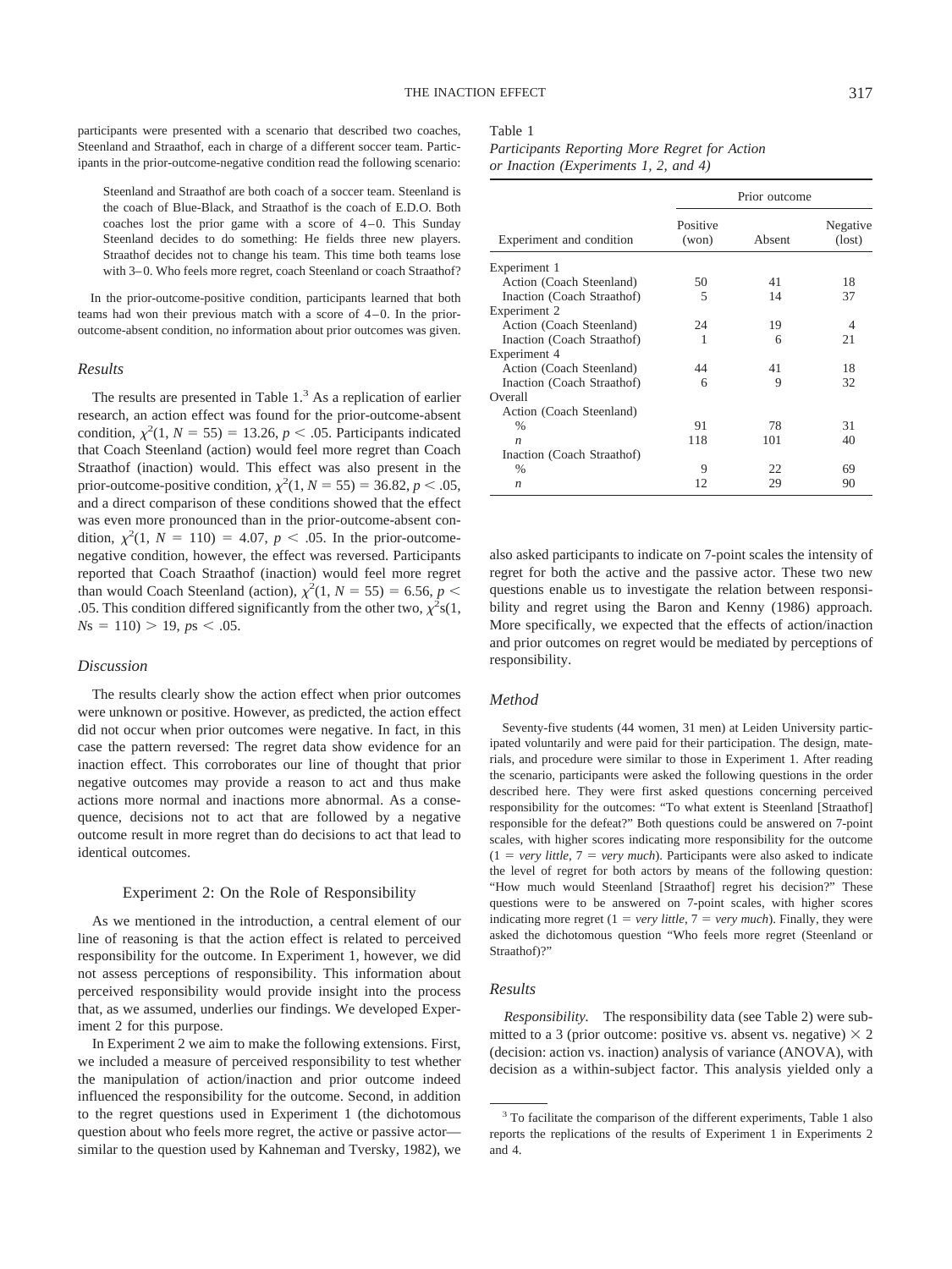participants were presented with a scenario that described two coaches, Steenland and Straathof, each in charge of a different soccer team. Participants in the prior-outcome-negative condition read the following scenario:

> Steenland and Straathof are both coach of a soccer team. Steenland is the coach of Blue-Black, and Straathof is the coach of E.D.O. Both coaches lost the prior game with a score of 4–0. This Sunday Steenland decides to do something: He fields three new players. Straathof decides not to change his team. This time both teams lose with 3–0. Who feels more regret, coach Steenland or coach Straathof?

In the prior-outcome-positive condition, participants learned that both teams had won their previous match with a score of 4–0. In the prior-outcome-absent condition, no information about prior outcomes was given.

### Results

The results are presented in Table 1.[3] As a replication of earlier research, an action effect was found for the prior-outcome-absent condition, $\chi^2(1, N = 55) = 13.26, p < .05$. Participants indicated that Coach Steenland (action) would feel more regret than Coach Straathof (inaction) would. This effect was also present in the prior-outcome-positive condition, $\chi^2(1, N = 55) = 36.82, p < .05$, and a direct comparison of these conditions showed that the effect was even more pronounced than in the prior-outcome-absent condition, $\chi^2(1, N = 110) = 4.07, p < .05$. In the prior-outcome-negative condition, however, the effect was reversed. Participants reported that Coach Straathof (inaction) would feel more regret than would Coach Steenland (action), $\chi^2(1, N = 55) = 6.56, p < .05$. This condition differed significantly from the other two, $\chi^2$s$(1, N\text{s} = 110) > 19$, $p$s $< .05$.

### Discussion

The results clearly show the action effect when prior outcomes were unknown or positive. However, as predicted, the action effect did not occur when prior outcomes were negative. In fact, in this case the pattern reversed: The regret data show evidence for an inaction effect. This corroborates our line of thought that prior negative outcomes may provide a reason to act and thus make actions more normal and inactions more abnormal. As a consequence, decisions not to act that are followed by a negative outcome result in more regret than do decisions to act that lead to identical outcomes.

## Experiment 2: On the Role of Responsibility

As we mentioned in the introduction, a central element of our line of reasoning is that the action effect is related to perceived responsibility for the outcome. In Experiment 1, however, we did not assess perceptions of responsibility. This information about perceived responsibility would provide insight into the process that, as we assumed, underlies our findings. We developed Experiment 2 for this purpose.

In Experiment 2 we aim to make the following extensions. First, we included a measure of perceived responsibility to test whether the manipulation of action/inaction and prior outcome indeed influenced the responsibility for the outcome. Second, in addition to the regret questions used in Experiment 1 (the dichotomous question about who feels more regret, the active or passive actor—similar to the question used by Kahneman and Tversky, 1982), we also asked participants to indicate on 7-point scales the intensity of regret for both the active and the passive actor. These two new questions enable us to investigate the relation between responsibility and regret using the Baron and Kenny (1986) approach. More specifically, we expected that the effects of action/inaction and prior outcomes on regret would be mediated by perceptions of responsibility.

Table 1
*Participants Reporting More Regret for Action or Inaction (Experiments 1, 2, and 4)*

| Experiment and condition | Prior outcome | | |
|---|---|---|---|
| | Positive (won) | Absent | Negative (lost) |
| Experiment 1 | | | |
| Action (Coach Steenland) | 50 | 41 | 18 |
| Inaction (Coach Straathof) | 5 | 14 | 37 |
| Experiment 2 | | | |
| Action (Coach Steenland) | 24 | 19 | 4 |
| Inaction (Coach Straathof) | 1 | 6 | 21 |
| Experiment 4 | | | |
| Action (Coach Steenland) | 44 | 41 | 18 |
| Inaction (Coach Straathof) | 6 | 9 | 32 |
| Overall | | | |
| Action (Coach Steenland) | | | |
| % | 91 | 78 | 31 |
| *n* | 118 | 101 | 40 |
| Inaction (Coach Straathof) | | | |
| % | 9 | 22 | 69 |
| *n* | 12 | 29 | 90 |

### Method

Seventy-five students (44 women, 31 men) at Leiden University participated voluntarily and were paid for their participation. The design, materials, and procedure were similar to those in Experiment 1. After reading the scenario, participants were asked the following questions in the order described here. They were first asked questions concerning perceived responsibility for the outcomes: "To what extent is Steenland [Straathof] responsible for the defeat?" Both questions could be answered on 7-point scales, with higher scores indicating more responsibility for the outcome (1 = *very little*, 7 = *very much*). Participants were also asked to indicate the level of regret for both actors by means of the following question: "How much would Steenland [Straathof] regret his decision?" These questions were to be answered on 7-point scales, with higher scores indicating more regret (1 = *very little*, 7 = *very much*). Finally, they were asked the dichotomous question "Who feels more regret (Steenland or Straathof)?"

### Results

*Responsibility.* The responsibility data (see Table 2) were submitted to a 3 (prior outcome: positive vs. absent vs. negative) × 2 (decision: action vs. inaction) analysis of variance (ANOVA), with decision as a within-subject factor. This analysis yielded only a

[3] To facilitate the comparison of the different experiments, Table 1 also reports the replications of the results of Experiment 1 in Experiments 2 and 4.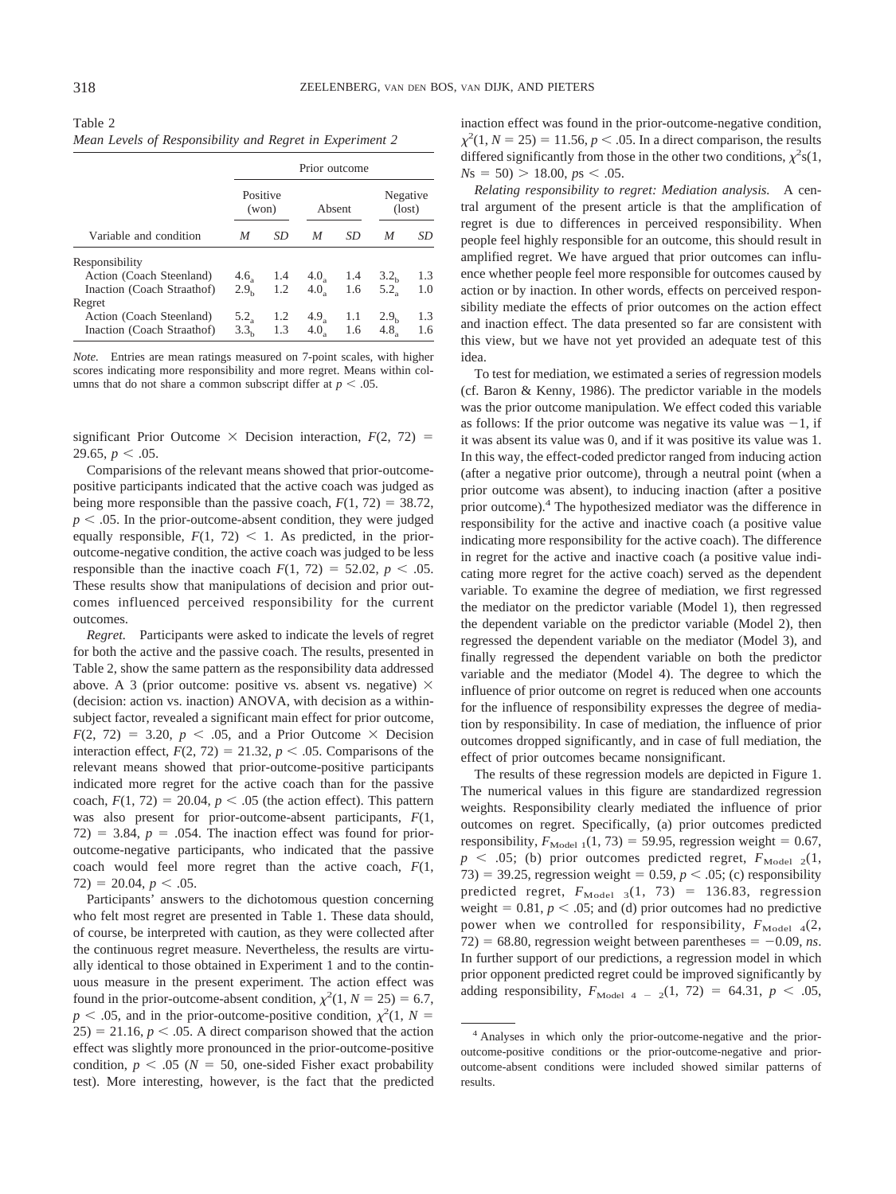Table 2

*Mean Levels of Responsibility and Regret in Experiment 2*

| Variable and condition | Prior outcome | | | | | |
|---|---|---|---|---|---|---|
| | Positive (won) | | Absent | | Negative (lost) | |
| | *M* | *SD* | *M* | *SD* | *M* | *SD* |
| Responsibility | | | | | | |
| Action (Coach Steenland) | $4.6_a$ | 1.4 | $4.0_a$ | 1.4 | $3.2_b$ | 1.3 |
| Inaction (Coach Straathof) | $2.9_b$ | 1.2 | $4.0_a$ | 1.6 | $5.2_a$ | 1.0 |
| Regret | | | | | | |
| Action (Coach Steenland) | $5.2_a$ | 1.2 | $4.9_a$ | 1.1 | $2.9_b$ | 1.3 |
| Inaction (Coach Straathof) | $3.3_b$ | 1.3 | $4.0_a$ | 1.6 | $4.8_a$ | 1.6 |

*Note.* Entries are mean ratings measured on 7-point scales, with higher scores indicating more responsibility and more regret. Means within columns that do not share a common subscript differ at $p < .05$.

significant Prior Outcome × Decision interaction, $F(2, 72) = 29.65$, $p < .05$.

Comparisions of the relevant means showed that prior-outcome-positive participants indicated that the active coach was judged as being more responsible than the passive coach, $F(1, 72) = 38.72$, $p < .05$. In the prior-outcome-absent condition, they were judged equally responsible, $F(1, 72) < 1$. As predicted, in the prior-outcome-negative condition, the active coach was judged to be less responsible than the inactive coach $F(1, 72) = 52.02$, $p < .05$. These results show that manipulations of decision and prior outcomes influenced perceived responsibility for the current outcomes.

*Regret.* Participants were asked to indicate the levels of regret for both the active and the passive coach. The results, presented in Table 2, show the same pattern as the responsibility data addressed above. A 3 (prior outcome: positive vs. absent vs. negative) × (decision: action vs. inaction) ANOVA, with decision as a within-subject factor, revealed a significant main effect for prior outcome, $F(2, 72) = 3.20$, $p < .05$, and a Prior Outcome × Decision interaction effect, $F(2, 72) = 21.32$, $p < .05$. Comparisons of the relevant means showed that prior-outcome-positive participants indicated more regret for the active coach than for the passive coach, $F(1, 72) = 20.04$, $p < .05$ (the action effect). This pattern was also present for prior-outcome-absent participants, $F(1, 72) = 3.84$, $p = .054$. The inaction effect was found for prior-outcome-negative participants, who indicated that the passive coach would feel more regret than the active coach, $F(1, 72) = 20.04$, $p < .05$.

Participants' answers to the dichotomous question concerning who felt most regret are presented in Table 1. These data should, of course, be interpreted with caution, as they were collected after the continuous regret measure. Nevertheless, the results are virtually identical to those obtained in Experiment 1 and to the continuous measure in the present experiment. The action effect was found in the prior-outcome-absent condition, $\chi^2(1, N = 25) = 6.7$, $p < .05$, and in the prior-outcome-positive condition, $\chi^2(1, N = 25) = 21.16$, $p < .05$. A direct comparison showed that the action effect was slightly more pronounced in the prior-outcome-positive condition, $p < .05$ ($N = 50$, one-sided Fisher exact probability test). More interesting, however, is the fact that the predicted inaction effect was found in the prior-outcome-negative condition, $\chi^2(1, N = 25) = 11.56$, $p < .05$. In a direct comparison, the results differed significantly from those in the other two conditions, $\chi^2$s$(1, Ns = 50) > 18.00$, $ps < .05$.

*Relating responsibility to regret: Mediation analysis.* A central argument of the present article is that the amplification of regret is due to differences in perceived responsibility. When people feel highly responsible for an outcome, this should result in amplified regret. We have argued that prior outcomes can influence whether people feel more responsible for outcomes caused by action or by inaction. In other words, effects on perceived responsibility mediate the effects of prior outcomes on the action effect and inaction effect. The data presented so far are consistent with this view, but we have not yet provided an adequate test of this idea.

To test for mediation, we estimated a series of regression models (cf. Baron & Kenny, 1986). The predictor variable in the models was the prior outcome manipulation. We effect coded this variable as follows: If the prior outcome was negative its value was −1, if it was absent its value was 0, and if it was positive its value was 1. In this way, the effect-coded predictor ranged from inducing action (after a negative prior outcome), through a neutral point (when a prior outcome was absent), to inducing inaction (after a positive prior outcome).[4] The hypothesized mediator was the difference in responsibility for the active and inactive coach (a positive value indicating more responsibility for the active coach). The difference in regret for the active and inactive coach (a positive value indicating more regret for the active coach) served as the dependent variable. To examine the degree of mediation, we first regressed the mediator on the predictor variable (Model 1), then regressed the dependent variable on the predictor variable (Model 2), then regressed the dependent variable on the mediator (Model 3), and finally regressed the dependent variable on both the predictor variable and the mediator (Model 4). The degree to which the influence of prior outcome on regret is reduced when one accounts for the influence of responsibility expresses the degree of mediation by responsibility. In case of mediation, the influence of prior outcomes dropped significantly, and in case of full mediation, the effect of prior outcomes became nonsignificant.

The results of these regression models are depicted in Figure 1. The numerical values in this figure are standardized regression weights. Responsibility clearly mediated the influence of prior outcomes on regret. Specifically, (a) prior outcomes predicted responsibility, $F_{\text{Model 1}}(1, 73) = 59.95$, regression weight = 0.67, $p < .05$; (b) prior outcomes predicted regret, $F_{\text{Model 2}}(1, 73) = 39.25$, regression weight = 0.59, $p < .05$; (c) responsibility predicted regret, $F_{\text{Model 3}}(1, 73) = 136.83$, regression weight = 0.81, $p < .05$; and (d) prior outcomes had no predictive power when we controlled for responsibility, $F_{\text{Model 4}}(2, 72) = 68.80$, regression weight between parentheses = −0.09, *ns*. In further support of our predictions, a regression model in which prior opponent predicted regret could be improved significantly by adding responsibility, $F_{\text{Model 4 − 2}}(1, 72) = 64.31$, $p < .05$,

[4] Analyses in which only the prior-outcome-negative and the prior-outcome-positive conditions or the prior-outcome-negative and prior-outcome-absent conditions were included showed similar patterns of results.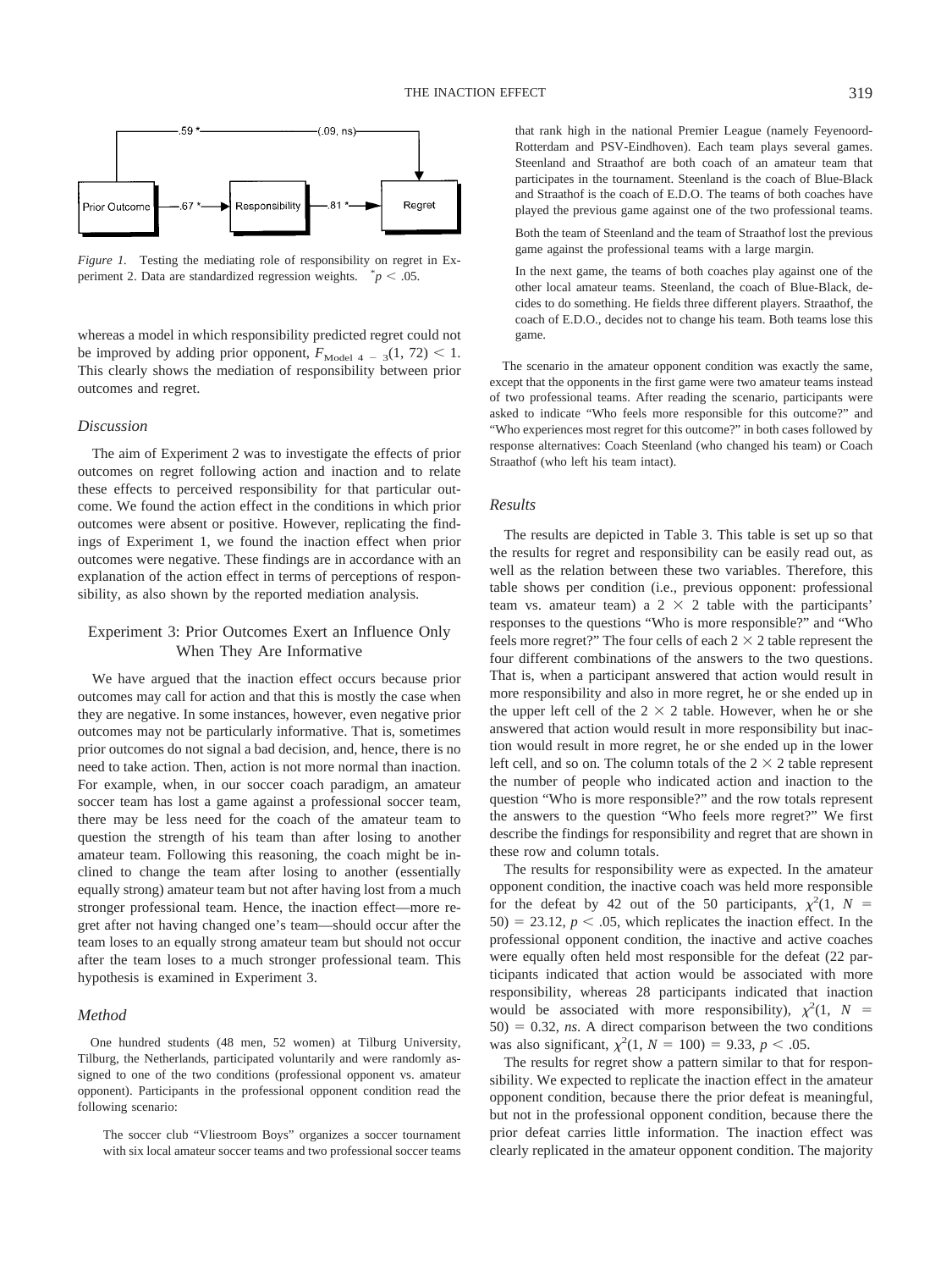Prior Outcome

Responsibility

Regret

.59 *

(.09, ns)

.67 *

.81 *

*Figure 1.* Testing the mediating role of responsibility on regret in Experiment 2. Data are standardized regression weights. $^{*}p < .05$.

whereas a model in which responsibility predicted regret could not be improved by adding prior opponent, $F_{\text{Model 4 − 3}}(1, 72) < 1$. This clearly shows the mediation of responsibility between prior outcomes and regret.

### Discussion

The aim of Experiment 2 was to investigate the effects of prior outcomes on regret following action and inaction and to relate these effects to perceived responsibility for that particular outcome. We found the action effect in the conditions in which prior outcomes were absent or positive. However, replicating the findings of Experiment 1, we found the inaction effect when prior outcomes were negative. These findings are in accordance with an explanation of the action effect in terms of perceptions of responsibility, as also shown by the reported mediation analysis.

## Experiment 3: Prior Outcomes Exert an Influence Only When They Are Informative

We have argued that the inaction effect occurs because prior outcomes may call for action and that this is mostly the case when they are negative. In some instances, however, even negative prior outcomes may not be particularly informative. That is, sometimes prior outcomes do not signal a bad decision, and, hence, there is no need to take action. Then, action is not more normal than inaction. For example, when, in our soccer coach paradigm, an amateur soccer team has lost a game against a professional soccer team, there may be less need for the coach of the amateur team to question the strength of his team than after losing to another amateur team. Following this reasoning, the coach might be inclined to change the team after losing to another (essentially equally strong) amateur team but not after having lost from a much stronger professional team. Hence, the inaction effect—more regret after not having changed one's team—should occur after the team loses to an equally strong amateur team but should not occur after the team loses to a much stronger professional team. This hypothesis is examined in Experiment 3.

### Method

One hundred students (48 men, 52 women) at Tilburg University, Tilburg, the Netherlands, participated voluntarily and were randomly assigned to one of the two conditions (professional opponent vs. amateur opponent). Participants in the professional opponent condition read the following scenario:

> The soccer club "Vliestroom Boys" organizes a soccer tournament with six local amateur soccer teams and two professional soccer teams that rank high in the national Premier League (namely Feyenoord-Rotterdam and PSV-Eindhoven). Each team plays several games. Steenland and Straathof are both coach of an amateur team that participates in the tournament. Steenland is the coach of Blue-Black and Straathof is the coach of E.D.O. The teams of both coaches have played the previous game against one of the two professional teams.
>
> Both the team of Steenland and the team of Straathof lost the previous game against the professional teams with a large margin.
>
> In the next game, the teams of both coaches play against one of the other local amateur teams. Steenland, the coach of Blue-Black, decides to do something. He fields three different players. Straathof, the coach of E.D.O., decides not to change his team. Both teams lose this game.

The scenario in the amateur opponent condition was exactly the same, except that the opponents in the first game were two amateur teams instead of two professional teams. After reading the scenario, participants were asked to indicate "Who feels more responsible for this outcome?" and "Who experiences most regret for this outcome?" in both cases followed by response alternatives: Coach Steenland (who changed his team) or Coach Straathof (who left his team intact).

### Results

The results are depicted in Table 3. This table is set up so that the results for regret and responsibility can be easily read out, as well as the relation between these two variables. Therefore, this table shows per condition (i.e., previous opponent: professional team vs. amateur team) a 2 × 2 table with the participants' responses to the questions "Who is more responsible?" and "Who feels more regret?" The four cells of each 2 × 2 table represent the four different combinations of the answers to the two questions. That is, when a participant answered that action would result in more responsibility and also in more regret, he or she ended up in the upper left cell of the 2 × 2 table. However, when he or she answered that action would result in more responsibility but inaction would result in more regret, he or she ended up in the lower left cell, and so on. The column totals of the 2 × 2 table represent the number of people who indicated action and inaction to the question "Who is more responsible?" and the row totals represent the answers to the question "Who feels more regret?" We first describe the findings for responsibility and regret that are shown in these row and column totals.

The results for responsibility were as expected. In the amateur opponent condition, the inactive coach was held more responsible for the defeat by 42 out of the 50 participants, $\chi^2(1, N = 50) = 23.12$, $p < .05$, which replicates the inaction effect. In the professional opponent condition, the inactive and active coaches were equally often held most responsible for the defeat (22 participants indicated that action would be associated with more responsibility, whereas 28 participants indicated that inaction would be associated with more responsibility), $\chi^2(1, N = 50) = 0.32$, *ns*. A direct comparison between the two conditions was also significant, $\chi^2(1, N = 100) = 9.33$, $p < .05$.

The results for regret show a pattern similar to that for responsibility. We expected to replicate the inaction effect in the amateur opponent condition, because there the prior defeat is meaningful, but not in the professional opponent condition, because there the prior defeat carries little information. The inaction effect was clearly replicated in the amateur opponent condition. The majority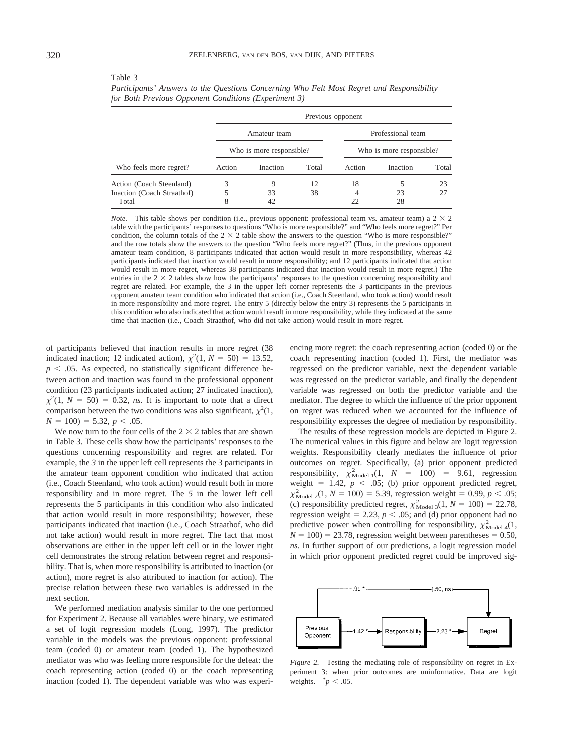Table 3
*Participants' Answers to the Questions Concerning Who Felt Most Regret and Responsibility for Both Previous Opponent Conditions (Experiment 3)*

| | Previous opponent | | | | | |
|---|---|---|---|---|---|---|
| | Amateur team | | | Professional team | | |
| | Who is more responsible? | | | Who is more responsible? | | |
| Who feels more regret? | Action | Inaction | Total | Action | Inaction | Total |
| Action (Coach Steenland) | 3 | 9 | 12 | 18 | 5 | 23 |
| Inaction (Coach Straathof) | 5 | 33 | 38 | 4 | 23 | 27 |
| Total | 8 | 42 | | 22 | 28 | |

*Note.* This table shows per condition (i.e., previous opponent: professional team vs. amateur team) a 2 × 2 table with the participants' responses to questions "Who is more responsible?" and "Who feels more regret?" Per condition, the column totals of the 2 × 2 table show the answers to the question "Who is more responsible?" and the row totals show the answers to the question "Who feels more regret?" (Thus, in the previous opponent amateur team condition, 8 participants indicated that action would result in more responsibility, whereas 42 participants indicated that inaction would result in more responsibility; and 12 participants indicated that action would result in more regret, whereas 38 participants indicated that inaction would result in more regret.) The entries in the 2 × 2 tables show how the participants' responses to the question concerning responsibility and regret are related. For example, the 3 in the upper left corner represents the 3 participants in the previous opponent amateur team condition who indicated that action (i.e., Coach Steenland, who took action) would result in more responsibility and more regret. The entry 5 (directly below the entry 3) represents the 5 participants in this condition who also indicated that action would result in more responsibility, while they indicated at the same time that inaction (i.e., Coach Straathof, who did not take action) would result in more regret.

of participants believed that inaction results in more regret (38 indicated inaction; 12 indicated action), $\chi^2(1, N = 50) = 13.52$, $p < .05$. As expected, no statistically significant difference between action and inaction was found in the professional opponent condition (23 participants indicated action; 27 indicated inaction), $\chi^2(1, N = 50) = 0.32$, *ns*. It is important to note that a direct comparison between the two conditions was also significant, $\chi^2(1, N = 100) = 5.32$, $p < .05$.

We now turn to the four cells of the 2 × 2 tables that are shown in Table 3. These cells show how the participants' responses to the questions concerning responsibility and regret are related. For example, the *3* in the upper left cell represents the 3 participants in the amateur team opponent condition who indicated that action (i.e., Coach Steenland, who took action) would result both in more responsibility and in more regret. The *5* in the lower left cell represents the 5 participants in this condition who also indicated that action would result in more responsibility; however, these participants indicated that inaction (i.e., Coach Straathof, who did not take action) would result in more regret. The fact that most observations are either in the upper left cell or in the lower right cell demonstrates the strong relation between regret and responsibility. That is, when more responsibility is attributed to inaction (or action), more regret is also attributed to inaction (or action). The precise relation between these two variables is addressed in the next section.

We performed mediation analysis similar to the one performed for Experiment 2. Because all variables were binary, we estimated a set of logit regression models (Long, 1997). The predictor variable in the models was the previous opponent: professional team (coded 0) or amateur team (coded 1). The hypothesized mediator was who was feeling more responsible for the defeat: the coach representing action (coded 0) or the coach representing inaction (coded 1). The dependent variable was who was experiencing more regret: the coach representing action (coded 0) or the coach representing inaction (coded 1). First, the mediator was regressed on the predictor variable, next the dependent variable was regressed on the predictor variable, and finally the dependent variable was regressed on both the predictor variable and the mediator. The degree to which the influence of the prior opponent on regret was reduced when we accounted for the influence of responsibility expresses the degree of mediation by responsibility.

The results of these regression models are depicted in Figure 2. The numerical values in this figure and below are logit regression weights. Responsibility clearly mediates the influence of prior outcomes on regret. Specifically, (a) prior opponent predicted responsibility, $\chi^2_{\text{Model 1}}(1, N = 100) = 9.61$, regression weight = 1.42, $p < .05$; (b) prior opponent predicted regret, $\chi^2_{\text{Model 2}}(1, N = 100) = 5.39$, regression weight = 0.99, $p < .05$; (c) responsibility predicted regret, $\chi^2_{\text{Model 3}}(1, N = 100) = 22.78$, regression weight = 2.23, $p < .05$; and (d) prior opponent had no predictive power when controlling for responsibility, $\chi^2_{\text{Model 4}}(1, N = 100) = 23.78$, regression weight between parentheses = 0.50, *ns*. In further support of our predictions, a logit regression model in which prior opponent predicted regret could be improved sig-

*Figure 2.* Testing the mediating role of responsibility on regret in Experiment 3: when prior outcomes are uninformative. Data are logit weights. $^*p < .05$.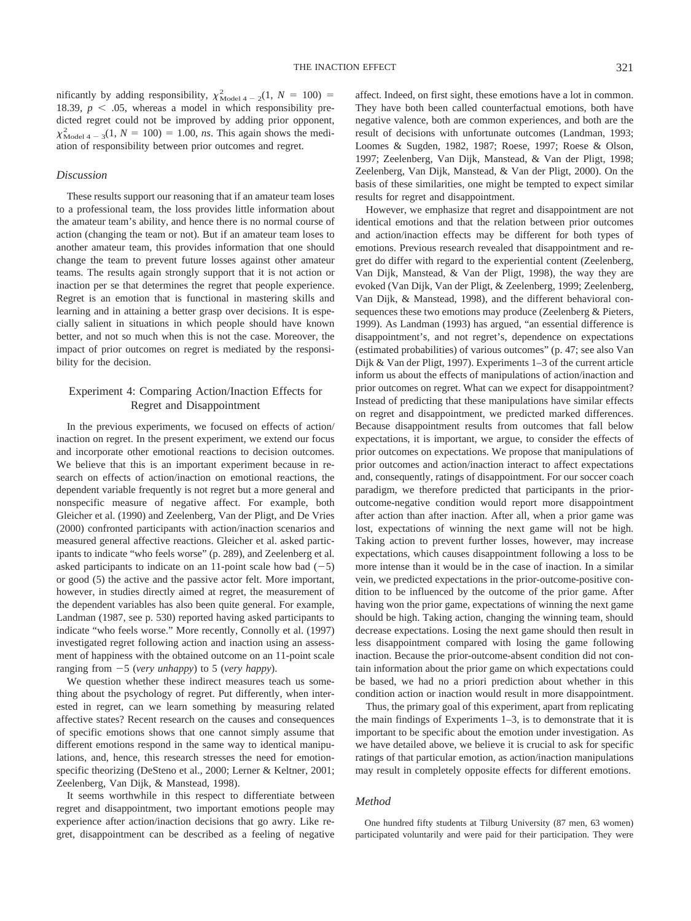nificantly by adding responsibility, $\chi^2_{\text{Model } 4-2}(1, N = 100) = 18.39$, $p < .05$, whereas a model in which responsibility predicted regret could not be improved by adding prior opponent, $\chi^2_{\text{Model } 4-3}(1, N = 100) = 1.00$, *ns*. This again shows the mediation of responsibility between prior outcomes and regret.

### Discussion

These results support our reasoning that if an amateur team loses to a professional team, the loss provides little information about the amateur team's ability, and hence there is no normal course of action (changing the team or not). But if an amateur team loses to another amateur team, this provides information that one should change the team to prevent future losses against other amateur teams. The results again strongly support that it is not action or inaction per se that determines the regret that people experience. Regret is an emotion that is functional in mastering skills and learning and in attaining a better grasp over decisions. It is especially salient in situations in which people should have known better, and not so much when this is not the case. Moreover, the impact of prior outcomes on regret is mediated by the responsibility for the decision.

## Experiment 4: Comparing Action/Inaction Effects for Regret and Disappointment

In the previous experiments, we focused on effects of action/inaction on regret. In the present experiment, we extend our focus and incorporate other emotional reactions to decision outcomes. We believe that this is an important experiment because in research on effects of action/inaction on emotional reactions, the dependent variable frequently is not regret but a more general and nonspecific measure of negative affect. For example, both Gleicher et al. (1990) and Zeelenberg, Van der Pligt, and De Vries (2000) confronted participants with action/inaction scenarios and measured general affective reactions. Gleicher et al. asked participants to indicate "who feels worse" (p. 289), and Zeelenberg et al. asked participants to indicate on an 11-point scale how bad (−5) or good (5) the active and the passive actor felt. More important, however, in studies directly aimed at regret, the measurement of the dependent variables has also been quite general. For example, Landman (1987, see p. 530) reported having asked participants to indicate "who feels worse." More recently, Connolly et al. (1997) investigated regret following action and inaction using an assessment of happiness with the obtained outcome on an 11-point scale ranging from −5 (*very unhappy*) to 5 (*very happy*).

We question whether these indirect measures teach us something about the psychology of regret. Put differently, when interested in regret, can we learn something by measuring related affective states? Recent research on the causes and consequences of specific emotions shows that one cannot simply assume that different emotions respond in the same way to identical manipulations, and, hence, this research stresses the need for emotion-specific theorizing (DeSteno et al., 2000; Lerner & Keltner, 2001; Zeelenberg, Van Dijk, & Manstead, 1998).

It seems worthwhile in this respect to differentiate between regret and disappointment, two important emotions people may experience after action/inaction decisions that go awry. Like regret, disappointment can be described as a feeling of negative affect. Indeed, on first sight, these emotions have a lot in common. They have both been called counterfactual emotions, both have negative valence, both are common experiences, and both are the result of decisions with unfortunate outcomes (Landman, 1993; Loomes & Sugden, 1982, 1987; Roese, 1997; Roese & Olson, 1997; Zeelenberg, Van Dijk, Manstead, & Van der Pligt, 1998; Zeelenberg, Van Dijk, Manstead, & Van der Pligt, 2000). On the basis of these similarities, one might be tempted to expect similar results for regret and disappointment.

However, we emphasize that regret and disappointment are not identical emotions and that the relation between prior outcomes and action/inaction effects may be different for both types of emotions. Previous research revealed that disappointment and regret do differ with regard to the experiential content (Zeelenberg, Van Dijk, Manstead, & Van der Pligt, 1998), the way they are evoked (Van Dijk, Van der Pligt, & Zeelenberg, 1999; Zeelenberg, Van Dijk, & Manstead, 1998), and the different behavioral consequences these two emotions may produce (Zeelenberg & Pieters, 1999). As Landman (1993) has argued, "an essential difference is disappointment's, and not regret's, dependence on expectations (estimated probabilities) of various outcomes" (p. 47; see also Van Dijk & Van der Pligt, 1997). Experiments 1–3 of the current article inform us about the effects of manipulations of action/inaction and prior outcomes on regret. What can we expect for disappointment? Instead of predicting that these manipulations have similar effects on regret and disappointment, we predicted marked differences. Because disappointment results from outcomes that fall below expectations, it is important, we argue, to consider the effects of prior outcomes on expectations. We propose that manipulations of prior outcomes and action/inaction interact to affect expectations and, consequently, ratings of disappointment. For our soccer coach paradigm, we therefore predicted that participants in the prior-outcome-negative condition would report more disappointment after action than after inaction. After all, when a prior game was lost, expectations of winning the next game will not be high. Taking action to prevent further losses, however, may increase expectations, which causes disappointment following a loss to be more intense than it would be in the case of inaction. In a similar vein, we predicted expectations in the prior-outcome-positive condition to be influenced by the outcome of the prior game. After having won the prior game, expectations of winning the next game should be high. Taking action, changing the winning team, should decrease expectations. Losing the next game should then result in less disappointment compared with losing the game following inaction. Because the prior-outcome-absent condition did not contain information about the prior game on which expectations could be based, we had no a priori prediction about whether in this condition action or inaction would result in more disappointment.

Thus, the primary goal of this experiment, apart from replicating the main findings of Experiments 1–3, is to demonstrate that it is important to be specific about the emotion under investigation. As we have detailed above, we believe it is crucial to ask for specific ratings of that particular emotion, as action/inaction manipulations may result in completely opposite effects for different emotions.

### Method

One hundred fifty students at Tilburg University (87 men, 63 women) participated voluntarily and were paid for their participation. They were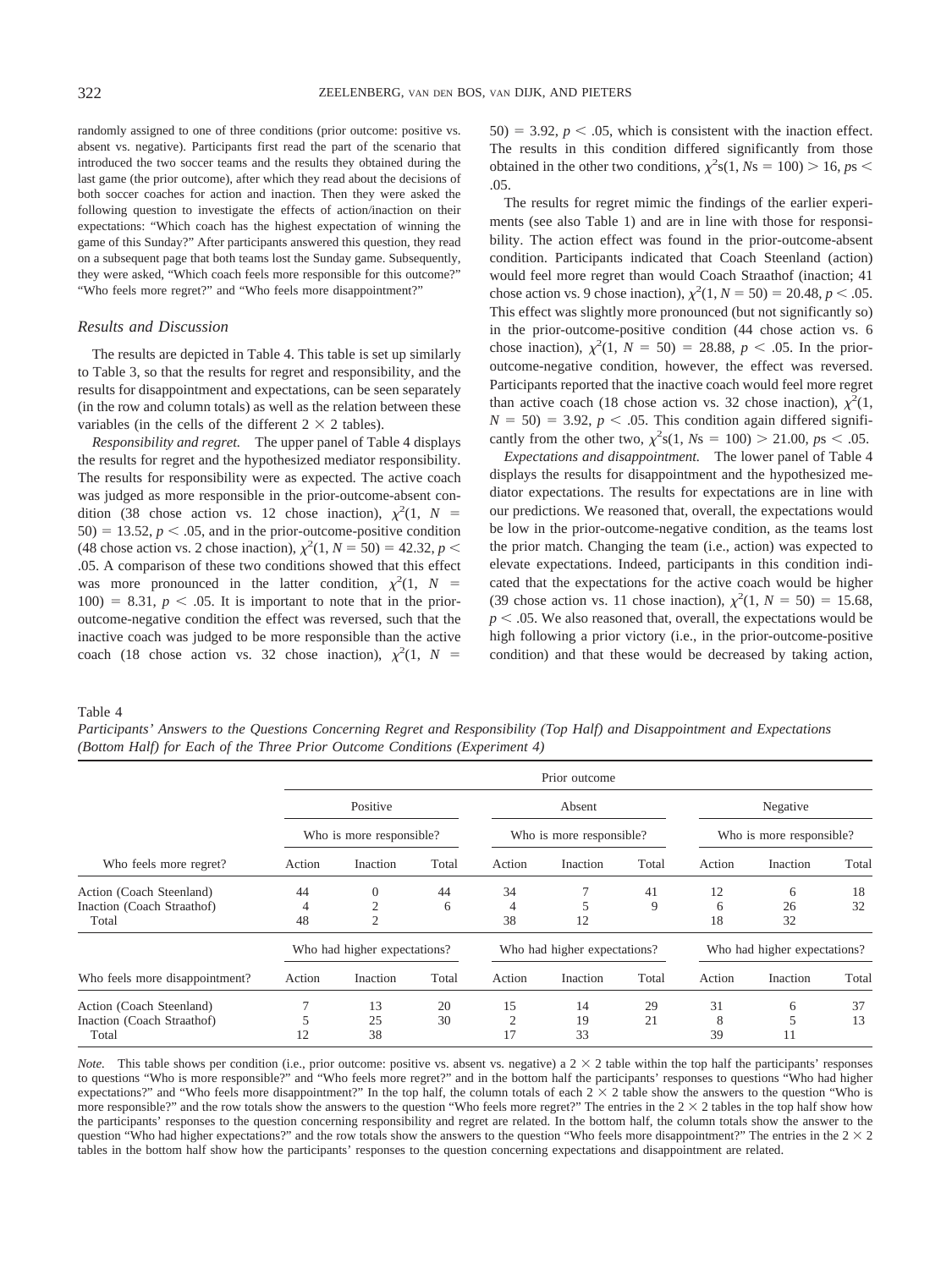randomly assigned to one of three conditions (prior outcome: positive vs. absent vs. negative). Participants first read the part of the scenario that introduced the two soccer teams and the results they obtained during the last game (the prior outcome), after which they read about the decisions of both soccer coaches for action and inaction. Then they were asked the following question to investigate the effects of action/inaction on their expectations: "Which coach has the highest expectation of winning the game of this Sunday?" After participants answered this question, they read on a subsequent page that both teams lost the Sunday game. Subsequently, they were asked, "Which coach feels more responsible for this outcome?" "Who feels more regret?" and "Who feels more disappointment?"

### Results and Discussion

The results are depicted in Table 4. This table is set up similarly to Table 3, so that the results for regret and responsibility, and the results for disappointment and expectations, can be seen separately (in the row and column totals) as well as the relation between these variables (in the cells of the different 2 × 2 tables).

*Responsibility and regret.* The upper panel of Table 4 displays the results for regret and the hypothesized mediator responsibility. The results for responsibility were as expected. The active coach was judged as more responsible in the prior-outcome-absent condition (38 chose action vs. 12 chose inaction), $\chi^2(1, N = 50) = 13.52$, $p < .05$, and in the prior-outcome-positive condition (48 chose action vs. 2 chose inaction), $\chi^2(1, N = 50) = 42.32$, $p < .05$. A comparison of these two conditions showed that this effect was more pronounced in the latter condition, $\chi^2(1, N = 100) = 8.31$, $p < .05$. It is important to note that in the prior-outcome-negative condition the effect was reversed, such that the inactive coach was judged to be more responsible than the active coach (18 chose action vs. 32 chose inaction), $\chi^2(1, N = 50) = 3.92$, $p < .05$, which is consistent with the inaction effect. The results in this condition differed significantly from those obtained in the other two conditions, $\chi^2$s$(1, N\text{s} = 100) > 16$, $p\text{s} < .05$.

The results for regret mimic the findings of the earlier experiments (see also Table 1) and are in line with those for responsibility. The action effect was found in the prior-outcome-absent condition. Participants indicated that Coach Steenland (action) would feel more regret than would Coach Straathof (inaction; 41 chose action vs. 9 chose inaction), $\chi^2(1, N = 50) = 20.48$, $p < .05$. This effect was slightly more pronounced (but not significantly so) in the prior-outcome-positive condition (44 chose action vs. 6 chose inaction), $\chi^2(1, N = 50) = 28.88$, $p < .05$. In the prior-outcome-negative condition, however, the effect was reversed. Participants reported that the inactive coach would feel more regret than active coach (18 chose action vs. 32 chose inaction), $\chi^2(1, N = 50) = 3.92$, $p < .05$. This condition again differed significantly from the other two, $\chi^2$s$(1, N\text{s} = 100) > 21.00$, $p\text{s} < .05$.

*Expectations and disappointment.* The lower panel of Table 4 displays the results for disappointment and the hypothesized mediator expectations. The results for expectations are in line with our predictions. We reasoned that, overall, the expectations would be low in the prior-outcome-negative condition, as the teams lost the prior match. Changing the team (i.e., action) was expected to elevate expectations. Indeed, participants in this condition indicated that the expectations for the active coach would be higher (39 chose action vs. 11 chose inaction), $\chi^2(1, N = 50) = 15.68$, $p < .05$. We also reasoned that, overall, the expectations would be high following a prior victory (i.e., in the prior-outcome-positive condition) and that these would be decreased by taking action,

Table 4
*Participants' Answers to the Questions Concerning Regret and Responsibility (Top Half) and Disappointment and Expectations (Bottom Half) for Each of the Three Prior Outcome Conditions (Experiment 4)*

| | Prior outcome | | | | | | | | |
|---|---|---|---|---|---|---|---|---|---|
| | Positive | | | Absent | | | Negative | | |
| | Who is more responsible? | | | Who is more responsible? | | | Who is more responsible? | | |
| Who feels more regret? | Action | Inaction | Total | Action | Inaction | Total | Action | Inaction | Total |
| Action (Coach Steenland) | 44 | 0 | 44 | 34 | 7 | 41 | 12 | 6 | 18 |
| Inaction (Coach Straathof) | 4 | 2 | 6 | 4 | 5 | 9 | 6 | 26 | 32 |
| Total | 48 | 2 | | 38 | 12 | | 18 | 32 | |
| | Who had higher expectations? | | | Who had higher expectations? | | | Who had higher expectations? | | |
| Who feels more disappointment? | Action | Inaction | Total | Action | Inaction | Total | Action | Inaction | Total |
| Action (Coach Steenland) | 7 | 13 | 20 | 15 | 14 | 29 | 31 | 6 | 37 |
| Inaction (Coach Straathof) | 5 | 25 | 30 | 2 | 19 | 21 | 8 | 5 | 13 |
| Total | 12 | 38 | | 17 | 33 | | 39 | 11 | |

*Note.* This table shows per condition (i.e., prior outcome: positive vs. absent vs. negative) a 2 × 2 table within the top half the participants' responses to questions "Who is more responsible?" and "Who feels more regret?" and in the bottom half the participants' responses to questions "Who had higher expectations?" and "Who feels more disappointment?" In the top half, the column totals of each 2 × 2 table show the answers to the question "Who is more responsible?" and the row totals show the answers to the question "Who feels more regret?" The entries in the 2 × 2 tables in the top half show how the participants' responses to the question concerning responsibility and regret are related. In the bottom half, the column totals show the answer to the question "Who had higher expectations?" and the row totals show the answers to the question "Who feels more disappointment?" The entries in the 2 × 2 tables in the bottom half show how the participants' responses to the question concerning expectations and disappointment are related.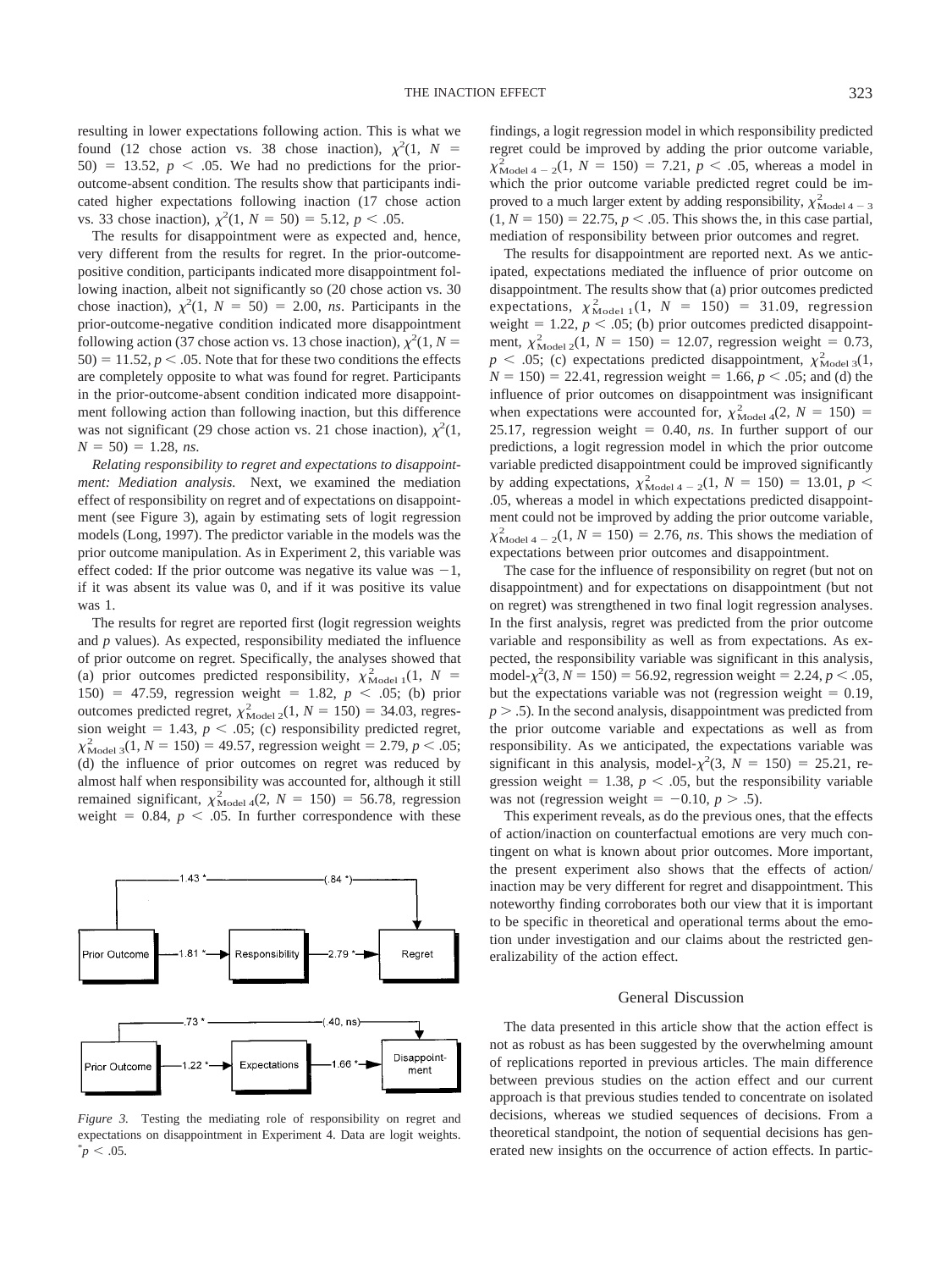resulting in lower expectations following action. This is what we found (12 chose action vs. 38 chose inaction), $\chi^2(1, N = 50) = 13.52$, $p < .05$. We had no predictions for the prior-outcome-absent condition. The results show that participants indicated higher expectations following inaction (17 chose action vs. 33 chose inaction), $\chi^2(1, N = 50) = 5.12$, $p < .05$.

The results for disappointment were as expected and, hence, very different from the results for regret. In the prior-outcome-positive condition, participants indicated more disappointment following inaction, albeit not significantly so (20 chose action vs. 30 chose inaction), $\chi^2(1, N = 50) = 2.00$, *ns*. Participants in the prior-outcome-negative condition indicated more disappointment following action (37 chose action vs. 13 chose inaction), $\chi^2(1, N = 50) = 11.52$, $p < .05$. Note that for these two conditions the effects are completely opposite to what was found for regret. Participants in the prior-outcome-absent condition indicated more disappointment following action than following inaction, but this difference was not significant (29 chose action vs. 21 chose inaction), $\chi^2(1, N = 50) = 1.28$, *ns*.

*Relating responsibility to regret and expectations to disappointment: Mediation analysis.* Next, we examined the mediation effect of responsibility on regret and of expectations on disappointment (see Figure 3), again by estimating sets of logit regression models (Long, 1997). The predictor variable in the models was the prior outcome manipulation. As in Experiment 2, this variable was effect coded: If the prior outcome was negative its value was −1, if it was absent its value was 0, and if it was positive its value was 1.

The results for regret are reported first (logit regression weights and *p* values). As expected, responsibility mediated the influence of prior outcome on regret. Specifically, the analyses showed that (a) prior outcomes predicted responsibility, $\chi^2_{\text{Model 1}}(1, N = 150) = 47.59$, regression weight = 1.82, $p < .05$; (b) prior outcomes predicted regret, $\chi^2_{\text{Model 2}}(1, N = 150) = 34.03$, regression weight = 1.43, $p < .05$; (c) responsibility predicted regret, $\chi^2_{\text{Model 3}}(1, N = 150) = 49.57$, regression weight = 2.79, $p < .05$; (d) the influence of prior outcomes on regret was reduced by almost half when responsibility was accounted for, although it still remained significant, $\chi^2_{\text{Model 4}}(2, N = 150) = 56.78$, regression weight = 0.84, $p < .05$. In further correspondence with these findings, a logit regression model in which responsibility predicted regret could be improved by adding the prior outcome variable, $\chi^2_{\text{Model 4 − 2}}(1, N = 150) = 7.21$, $p < .05$, whereas a model in which the prior outcome variable predicted regret could be improved to a much larger extent by adding responsibility, $\chi^2_{\text{Model 4 − 3}}(1, N = 150) = 22.75$, $p < .05$. This shows the, in this case partial, mediation of responsibility between prior outcomes and regret.

The results for disappointment are reported next. As we anticipated, expectations mediated the influence of prior outcome on disappointment. The results show that (a) prior outcomes predicted expectations, $\chi^2_{\text{Model 1}}(1, N = 150) = 31.09$, regression weight = 1.22, $p < .05$; (b) prior outcomes predicted disappointment, $\chi^2_{\text{Model 2}}(1, N = 150) = 12.07$, regression weight = 0.73, $p < .05$; (c) expectations predicted disappointment, $\chi^2_{\text{Model 3}}(1, N = 150) = 22.41$, regression weight = 1.66, $p < .05$; and (d) the influence of prior outcomes on disappointment was insignificant when expectations were accounted for, $\chi^2_{\text{Model 4}}(2, N = 150) = 25.17$, regression weight = 0.40, *ns*. In further support of our predictions, a logit regression model in which the prior outcome variable predicted disappointment could be improved significantly by adding expectations, $\chi^2_{\text{Model 4 − 2}}(1, N = 150) = 13.01$, $p < .05$, whereas a model in which expectations predicted disappointment could not be improved by adding the prior outcome variable, $\chi^2_{\text{Model 4 − 2}}(1, N = 150) = 2.76$, *ns*. This shows the mediation of expectations between prior outcomes and disappointment.

The case for the influence of responsibility on regret (but not on disappointment) and for expectations on disappointment (but not on regret) was strengthened in two final logit regression analyses. In the first analysis, regret was predicted from the prior outcome variable and responsibility as well as from expectations. As expected, the responsibility variable was significant in this analysis, model-$\chi^2(3, N = 150) = 56.92$, regression weight = 2.24, $p < .05$, but the expectations variable was not (regression weight = 0.19, $p > .5$). In the second analysis, disappointment was predicted from the prior outcome variable and expectations as well as from responsibility. As we anticipated, the expectations variable was significant in this analysis, model-$\chi^2(3, N = 150) = 25.21$, regression weight = 1.38, $p < .05$, but the responsibility variable was not (regression weight = −0.10, $p > .5$).

This experiment reveals, as do the previous ones, that the effects of action/inaction on counterfactual emotions are very much contingent on what is known about prior outcomes. More important, the present experiment also shows that the effects of action/inaction may be very different for regret and disappointment. This noteworthy finding corroborates both our view that it is important to be specific in theoretical and operational terms about the emotion under investigation and our claims about the restricted generalizability of the action effect.

Prior Outcome —1.81 *→ Responsibility —2.79 *→ Regret; Prior Outcome —1.43 * (.84 *)→ Regret

Prior Outcome —1.22 *→ Expectations —1.66 *→ Disappointment; Prior Outcome —.73 * (.40, ns)→ Disappointment

*Figure 3.* Testing the mediating role of responsibility on regret and expectations on disappointment in Experiment 4. Data are logit weights. * $p < .05$.

## General Discussion

The data presented in this article show that the action effect is not as robust as has been suggested by the overwhelming amount of replications reported in previous articles. The main difference between previous studies on the action effect and our current approach is that previous studies tended to concentrate on isolated decisions, whereas we studied sequences of decisions. From a theoretical standpoint, the notion of sequential decisions has generated new insights on the occurrence of action effects. In partic-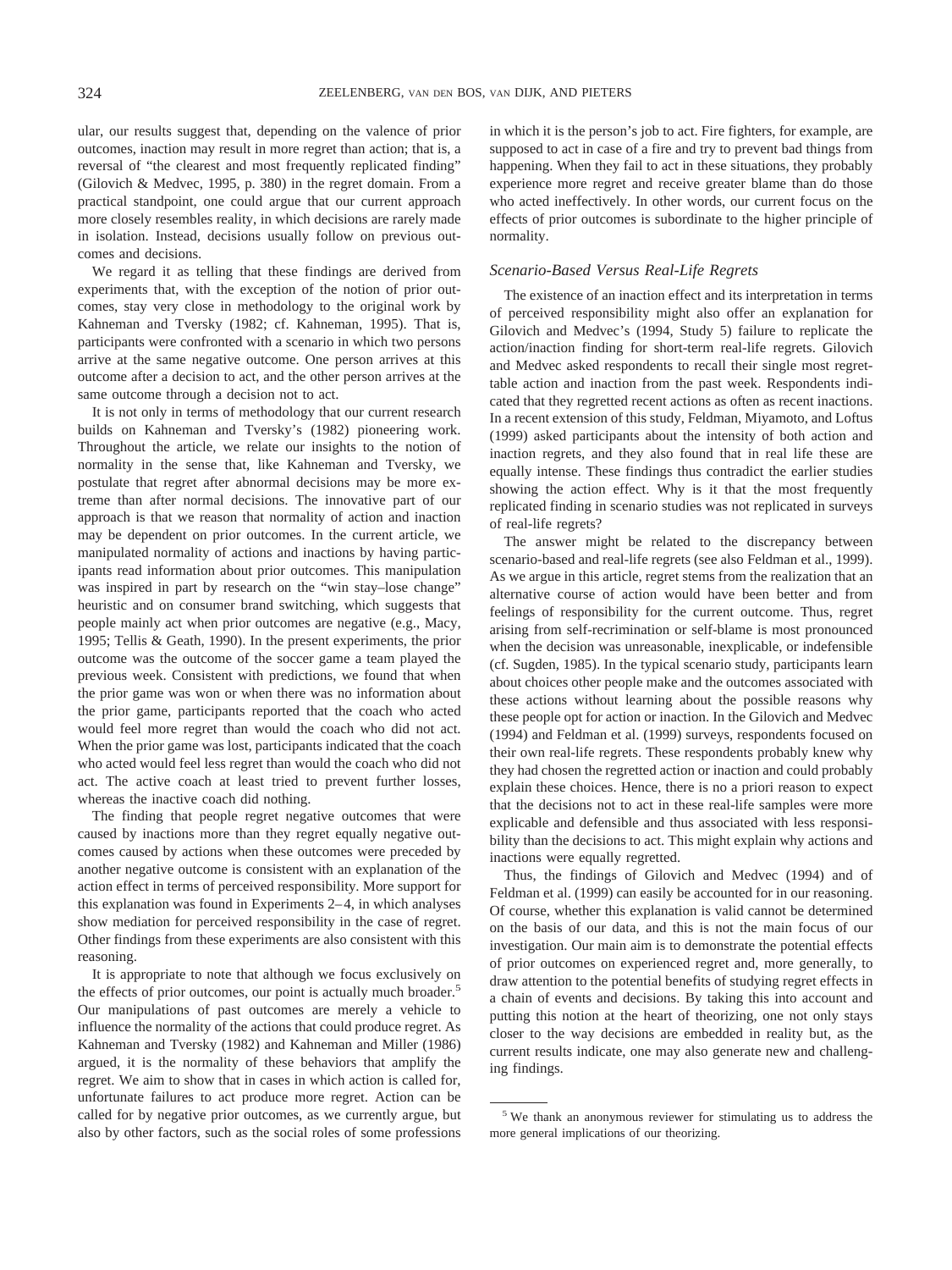ular, our results suggest that, depending on the valence of prior outcomes, inaction may result in more regret than action; that is, a reversal of "the clearest and most frequently replicated finding" (Gilovich & Medvec, 1995, p. 380) in the regret domain. From a practical standpoint, one could argue that our current approach more closely resembles reality, in which decisions are rarely made in isolation. Instead, decisions usually follow on previous outcomes and decisions.

We regard it as telling that these findings are derived from experiments that, with the exception of the notion of prior outcomes, stay very close in methodology to the original work by Kahneman and Tversky (1982; cf. Kahneman, 1995). That is, participants were confronted with a scenario in which two persons arrive at the same negative outcome. One person arrives at this outcome after a decision to act, and the other person arrives at the same outcome through a decision not to act.

It is not only in terms of methodology that our current research builds on Kahneman and Tversky's (1982) pioneering work. Throughout the article, we relate our insights to the notion of normality in the sense that, like Kahneman and Tversky, we postulate that regret after abnormal decisions may be more extreme than after normal decisions. The innovative part of our approach is that we reason that normality of action and inaction may be dependent on prior outcomes. In the current article, we manipulated normality of actions and inactions by having participants read information about prior outcomes. This manipulation was inspired in part by research on the "win stay–lose change" heuristic and on consumer brand switching, which suggests that people mainly act when prior outcomes are negative (e.g., Macy, 1995; Tellis & Geath, 1990). In the present experiments, the prior outcome was the outcome of the soccer game a team played the previous week. Consistent with predictions, we found that when the prior game was won or when there was no information about the prior game, participants reported that the coach who acted would feel more regret than would the coach who did not act. When the prior game was lost, participants indicated that the coach who acted would feel less regret than would the coach who did not act. The active coach at least tried to prevent further losses, whereas the inactive coach did nothing.

The finding that people regret negative outcomes that were caused by inactions more than they regret equally negative outcomes caused by actions when these outcomes were preceded by another negative outcome is consistent with an explanation of the action effect in terms of perceived responsibility. More support for this explanation was found in Experiments 2–4, in which analyses show mediation for perceived responsibility in the case of regret. Other findings from these experiments are also consistent with this reasoning.

It is appropriate to note that although we focus exclusively on the effects of prior outcomes, our point is actually much broader.[5] Our manipulations of past outcomes are merely a vehicle to influence the normality of the actions that could produce regret. As Kahneman and Tversky (1982) and Kahneman and Miller (1986) argued, it is the normality of these behaviors that amplify the regret. We aim to show that in cases in which action is called for, unfortunate failures to act produce more regret. Action can be called for by negative prior outcomes, as we currently argue, but also by other factors, such as the social roles of some professions in which it is the person's job to act. Fire fighters, for example, are supposed to act in case of a fire and try to prevent bad things from happening. When they fail to act in these situations, they probably experience more regret and receive greater blame than do those who acted ineffectively. In other words, our current focus on the effects of prior outcomes is subordinate to the higher principle of normality.

### *Scenario-Based Versus Real-Life Regrets*

The existence of an inaction effect and its interpretation in terms of perceived responsibility might also offer an explanation for Gilovich and Medvec's (1994, Study 5) failure to replicate the action/inaction finding for short-term real-life regrets. Gilovich and Medvec asked respondents to recall their single most regrettable action and inaction from the past week. Respondents indicated that they regretted recent actions as often as recent inactions. In a recent extension of this study, Feldman, Miyamoto, and Loftus (1999) asked participants about the intensity of both action and inaction regrets, and they also found that in real life these are equally intense. These findings thus contradict the earlier studies showing the action effect. Why is it that the most frequently replicated finding in scenario studies was not replicated in surveys of real-life regrets?

The answer might be related to the discrepancy between scenario-based and real-life regrets (see also Feldman et al., 1999). As we argue in this article, regret stems from the realization that an alternative course of action would have been better and from feelings of responsibility for the current outcome. Thus, regret arising from self-recrimination or self-blame is most pronounced when the decision was unreasonable, inexplicable, or indefensible (cf. Sugden, 1985). In the typical scenario study, participants learn about choices other people make and the outcomes associated with these actions without learning about the possible reasons why these people opt for action or inaction. In the Gilovich and Medvec (1994) and Feldman et al. (1999) surveys, respondents focused on their own real-life regrets. These respondents probably knew why they had chosen the regretted action or inaction and could probably explain these choices. Hence, there is no a priori reason to expect that the decisions not to act in these real-life samples were more explicable and defensible and thus associated with less responsibility than the decisions to act. This might explain why actions and inactions were equally regretted.

Thus, the findings of Gilovich and Medvec (1994) and of Feldman et al. (1999) can easily be accounted for in our reasoning. Of course, whether this explanation is valid cannot be determined on the basis of our data, and this is not the main focus of our investigation. Our main aim is to demonstrate the potential effects of prior outcomes on experienced regret and, more generally, to draw attention to the potential benefits of studying regret effects in a chain of events and decisions. By taking this into account and putting this notion at the heart of theorizing, one not only stays closer to the way decisions are embedded in reality but, as the current results indicate, one may also generate new and challenging findings.

[5] We thank an anonymous reviewer for stimulating us to address the more general implications of our theorizing.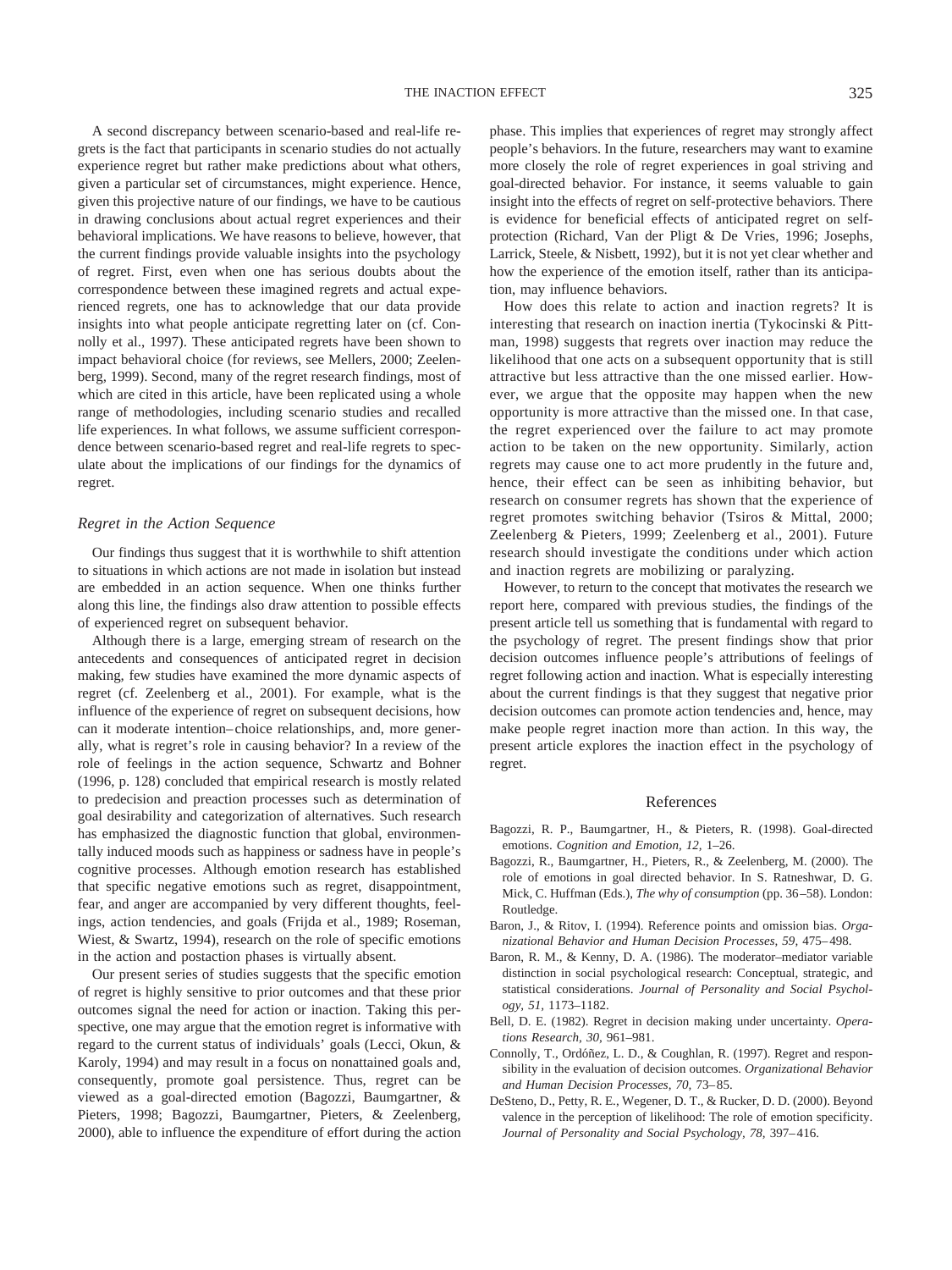A second discrepancy between scenario-based and real-life regrets is the fact that participants in scenario studies do not actually experience regret but rather make predictions about what others, given a particular set of circumstances, might experience. Hence, given this projective nature of our findings, we have to be cautious in drawing conclusions about actual regret experiences and their behavioral implications. We have reasons to believe, however, that the current findings provide valuable insights into the psychology of regret. First, even when one has serious doubts about the correspondence between these imagined regrets and actual experienced regrets, one has to acknowledge that our data provide insights into what people anticipate regretting later on (cf. Connolly et al., 1997). These anticipated regrets have been shown to impact behavioral choice (for reviews, see Mellers, 2000; Zeelenberg, 1999). Second, many of the regret research findings, most of which are cited in this article, have been replicated using a whole range of methodologies, including scenario studies and recalled life experiences. In what follows, we assume sufficient correspondence between scenario-based regret and real-life regrets to speculate about the implications of our findings for the dynamics of regret.

### *Regret in the Action Sequence*

Our findings thus suggest that it is worthwhile to shift attention to situations in which actions are not made in isolation but instead are embedded in an action sequence. When one thinks further along this line, the findings also draw attention to possible effects of experienced regret on subsequent behavior.

Although there is a large, emerging stream of research on the antecedents and consequences of anticipated regret in decision making, few studies have examined the more dynamic aspects of regret (cf. Zeelenberg et al., 2001). For example, what is the influence of the experience of regret on subsequent decisions, how can it moderate intention–choice relationships, and, more generally, what is regret's role in causing behavior? In a review of the role of feelings in the action sequence, Schwartz and Bohner (1996, p. 128) concluded that empirical research is mostly related to predecision and preaction processes such as determination of goal desirability and categorization of alternatives. Such research has emphasized the diagnostic function that global, environmentally induced moods such as happiness or sadness have in people's cognitive processes. Although emotion research has established that specific negative emotions such as regret, disappointment, fear, and anger are accompanied by very different thoughts, feelings, action tendencies, and goals (Frijda et al., 1989; Roseman, Wiest, & Swartz, 1994), research on the role of specific emotions in the action and postaction phases is virtually absent.

Our present series of studies suggests that the specific emotion of regret is highly sensitive to prior outcomes and that these prior outcomes signal the need for action or inaction. Taking this perspective, one may argue that the emotion regret is informative with regard to the current status of individuals' goals (Lecci, Okun, & Karoly, 1994) and may result in a focus on nonattained goals and, consequently, promote goal persistence. Thus, regret can be viewed as a goal-directed emotion (Bagozzi, Baumgartner, & Pieters, 1998; Bagozzi, Baumgartner, Pieters, & Zeelenberg, 2000), able to influence the expenditure of effort during the action phase. This implies that experiences of regret may strongly affect people's behaviors. In the future, researchers may want to examine more closely the role of regret experiences in goal striving and goal-directed behavior. For instance, it seems valuable to gain insight into the effects of regret on self-protective behaviors. There is evidence for beneficial effects of anticipated regret on self-protection (Richard, Van der Pligt & De Vries, 1996; Josephs, Larrick, Steele, & Nisbett, 1992), but it is not yet clear whether and how the experience of the emotion itself, rather than its anticipation, may influence behaviors.

How does this relate to action and inaction regrets? It is interesting that research on inaction inertia (Tykocinski & Pittman, 1998) suggests that regrets over inaction may reduce the likelihood that one acts on a subsequent opportunity that is still attractive but less attractive than the one missed earlier. However, we argue that the opposite may happen when the new opportunity is more attractive than the missed one. In that case, the regret experienced over the failure to act may promote action to be taken on the new opportunity. Similarly, action regrets may cause one to act more prudently in the future and, hence, their effect can be seen as inhibiting behavior, but research on consumer regrets has shown that the experience of regret promotes switching behavior (Tsiros & Mittal, 2000; Zeelenberg & Pieters, 1999; Zeelenberg et al., 2001). Future research should investigate the conditions under which action and inaction regrets are mobilizing or paralyzing.

However, to return to the concept that motivates the research we report here, compared with previous studies, the findings of the present article tell us something that is fundamental with regard to the psychology of regret. The present findings show that prior decision outcomes influence people's attributions of feelings of regret following action and inaction. What is especially interesting about the current findings is that they suggest that negative prior decision outcomes can promote action tendencies and, hence, may make people regret inaction more than action. In this way, the present article explores the inaction effect in the psychology of regret.

## References

Bagozzi, R. P., Baumgartner, H., & Pieters, R. (1998). Goal-directed emotions. *Cognition and Emotion, 12,* 1–26.

Bagozzi, R., Baumgartner, H., Pieters, R., & Zeelenberg, M. (2000). The role of emotions in goal directed behavior. In S. Ratneshwar, D. G. Mick, C. Huffman (Eds.), *The why of consumption* (pp. 36–58). London: Routledge.

Baron, J., & Ritov, I. (1994). Reference points and omission bias. *Organizational Behavior and Human Decision Processes, 59,* 475–498.

Baron, R. M., & Kenny, D. A. (1986). The moderator–mediator variable distinction in social psychological research: Conceptual, strategic, and statistical considerations. *Journal of Personality and Social Psychology, 51,* 1173–1182.

Bell, D. E. (1982). Regret in decision making under uncertainty. *Operations Research, 30,* 961–981.

Connolly, T., Ordóñez, L. D., & Coughlan, R. (1997). Regret and responsibility in the evaluation of decision outcomes. *Organizational Behavior and Human Decision Processes, 70,* 73–85.

DeSteno, D., Petty, R. E., Wegener, D. T., & Rucker, D. D. (2000). Beyond valence in the perception of likelihood: The role of emotion specificity. *Journal of Personality and Social Psychology, 78,* 397–416.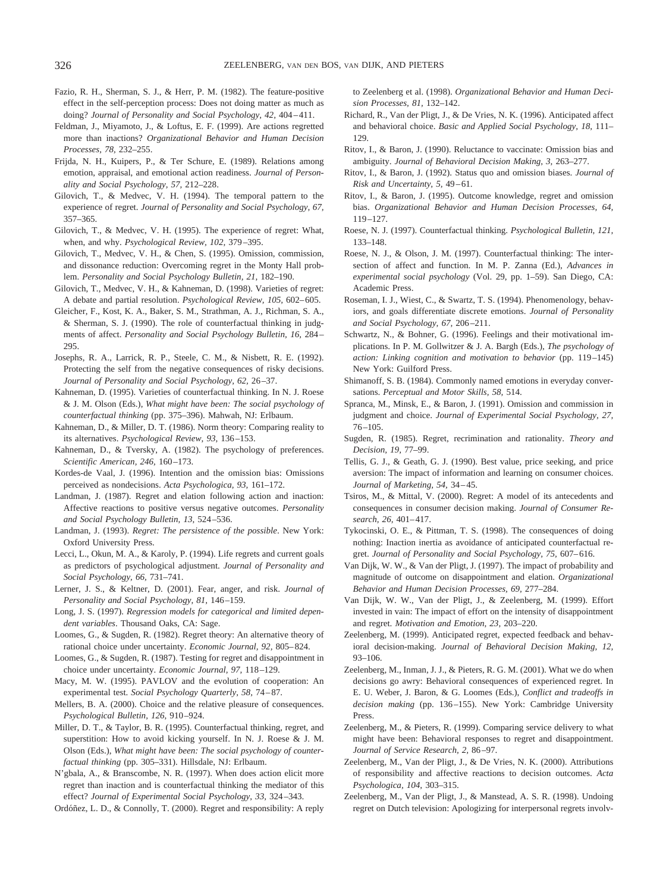Fazio, R. H., Sherman, S. J., & Herr, P. M. (1982). The feature-positive effect in the self-perception process: Does not doing matter as much as doing? *Journal of Personality and Social Psychology, 42,* 404–411.

Feldman, J., Miyamoto, J., & Loftus, E. F. (1999). Are actions regretted more than inactions? *Organizational Behavior and Human Decision Processes, 78,* 232–255.

Frijda, N. H., Kuipers, P., & Ter Schure, E. (1989). Relations among emotion, appraisal, and emotional action readiness. *Journal of Personality and Social Psychology, 57,* 212–228.

Gilovich, T., & Medvec, V. H. (1994). The temporal pattern to the experience of regret. *Journal of Personality and Social Psychology, 67,* 357–365.

Gilovich, T., & Medvec, V. H. (1995). The experience of regret: What, when, and why. *Psychological Review, 102,* 379–395.

Gilovich, T., Medvec, V. H., & Chen, S. (1995). Omission, commission, and dissonance reduction: Overcoming regret in the Monty Hall problem. *Personality and Social Psychology Bulletin, 21,* 182–190.

Gilovich, T., Medvec, V. H., & Kahneman, D. (1998). Varieties of regret: A debate and partial resolution. *Psychological Review, 105,* 602–605.

Gleicher, F., Kost, K. A., Baker, S. M., Strathman, A. J., Richman, S. A., & Sherman, S. J. (1990). The role of counterfactual thinking in judgments of affect. *Personality and Social Psychology Bulletin, 16,* 284–295.

Josephs, R. A., Larrick, R. P., Steele, C. M., & Nisbett, R. E. (1992). Protecting the self from the negative consequences of risky decisions. *Journal of Personality and Social Psychology, 62,* 26–37.

Kahneman, D. (1995). Varieties of counterfactual thinking. In N. J. Roese & J. M. Olson (Eds.), *What might have been: The social psychology of counterfactual thinking* (pp. 375–396). Mahwah, NJ: Erlbaum.

Kahneman, D., & Miller, D. T. (1986). Norm theory: Comparing reality to its alternatives. *Psychological Review, 93,* 136–153.

Kahneman, D., & Tversky, A. (1982). The psychology of preferences. *Scientific American, 246,* 160–173.

Kordes-de Vaal, J. (1996). Intention and the omission bias: Omissions perceived as nondecisions. *Acta Psychologica, 93,* 161–172.

Landman, J. (1987). Regret and elation following action and inaction: Affective reactions to positive versus negative outcomes. *Personality and Social Psychology Bulletin, 13,* 524–536.

Landman, J. (1993). *Regret: The persistence of the possible.* New York: Oxford University Press.

Lecci, L., Okun, M. A., & Karoly, P. (1994). Life regrets and current goals as predictors of psychological adjustment. *Journal of Personality and Social Psychology, 66,* 731–741.

Lerner, J. S., & Keltner, D. (2001). Fear, anger, and risk. *Journal of Personality and Social Psychology, 81,* 146–159.

Long, J. S. (1997). *Regression models for categorical and limited dependent variables.* Thousand Oaks, CA: Sage.

Loomes, G., & Sugden, R. (1982). Regret theory: An alternative theory of rational choice under uncertainty. *Economic Journal, 92,* 805–824.

Loomes, G., & Sugden, R. (1987). Testing for regret and disappointment in choice under uncertainty. *Economic Journal, 97,* 118–129.

Macy, M. W. (1995). PAVLOV and the evolution of cooperation: An experimental test. *Social Psychology Quarterly, 58,* 74–87.

Mellers, B. A. (2000). Choice and the relative pleasure of consequences. *Psychological Bulletin, 126,* 910–924.

Miller, D. T., & Taylor, B. R. (1995). Counterfactual thinking, regret, and superstition: How to avoid kicking yourself. In N. J. Roese & J. M. Olson (Eds.), *What might have been: The social psychology of counterfactual thinking* (pp. 305–331). Hillsdale, NJ: Erlbaum.

N'gbala, A., & Branscombe, N. R. (1997). When does action elicit more regret than inaction and is counterfactual thinking the mediator of this effect? *Journal of Experimental Social Psychology, 33,* 324–343.

Ordóñez, L. D., & Connolly, T. (2000). Regret and responsibility: A reply to Zeelenberg et al. (1998). *Organizational Behavior and Human Decision Processes, 81,* 132–142.

Richard, R., Van der Pligt, J., & De Vries, N. K. (1996). Anticipated affect and behavioral choice. *Basic and Applied Social Psychology, 18,* 111–129.

Ritov, I., & Baron, J. (1990). Reluctance to vaccinate: Omission bias and ambiguity. *Journal of Behavioral Decision Making, 3,* 263–277.

Ritov, I., & Baron, J. (1992). Status quo and omission biases. *Journal of Risk and Uncertainty, 5,* 49–61.

Ritov, I., & Baron, J. (1995). Outcome knowledge, regret and omission bias. *Organizational Behavior and Human Decision Processes, 64,* 119–127.

Roese, N. J. (1997). Counterfactual thinking. *Psychological Bulletin, 121,* 133–148.

Roese, N. J., & Olson, J. M. (1997). Counterfactual thinking: The intersection of affect and function. In M. P. Zanna (Ed.), *Advances in experimental social psychology* (Vol. 29, pp. 1–59). San Diego, CA: Academic Press.

Roseman, I. J., Wiest, C., & Swartz, T. S. (1994). Phenomenology, behaviors, and goals differentiate discrete emotions. *Journal of Personality and Social Psychology, 67,* 206–211.

Schwartz, N., & Bohner, G. (1996). Feelings and their motivational implications. In P. M. Gollwitzer & J. A. Bargh (Eds.), *The psychology of action: Linking cognition and motivation to behavior* (pp. 119–145) New York: Guilford Press.

Shimanoff, S. B. (1984). Commonly named emotions in everyday conversations. *Perceptual and Motor Skills, 58,* 514.

Spranca, M., Minsk, E., & Baron, J. (1991). Omission and commission in judgment and choice. *Journal of Experimental Social Psychology, 27,* 76–105.

Sugden, R. (1985). Regret, recrimination and rationality. *Theory and Decision, 19,* 77–99.

Tellis, G. J., & Geath, G. J. (1990). Best value, price seeking, and price aversion: The impact of information and learning on consumer choices. *Journal of Marketing, 54,* 34–45.

Tsiros, M., & Mittal, V. (2000). Regret: A model of its antecedents and consequences in consumer decision making. *Journal of Consumer Research, 26,* 401–417.

Tykocinski, O. E., & Pittman, T. S. (1998). The consequences of doing nothing: Inaction inertia as avoidance of anticipated counterfactual regret. *Journal of Personality and Social Psychology, 75,* 607–616.

Van Dijk, W. W., & Van der Pligt, J. (1997). The impact of probability and magnitude of outcome on disappointment and elation. *Organizational Behavior and Human Decision Processes, 69,* 277–284.

Van Dijk, W. W., Van der Pligt, J., & Zeelenberg, M. (1999). Effort invested in vain: The impact of effort on the intensity of disappointment and regret. *Motivation and Emotion, 23,* 203–220.

Zeelenberg, M. (1999). Anticipated regret, expected feedback and behavioral decision-making. *Journal of Behavioral Decision Making, 12,* 93–106.

Zeelenberg, M., Inman, J. J., & Pieters, R. G. M. (2001). What we do when decisions go awry: Behavioral consequences of experienced regret. In E. U. Weber, J. Baron, & G. Loomes (Eds.), *Conflict and tradeoffs in decision making* (pp. 136–155). New York: Cambridge University Press.

Zeelenberg, M., & Pieters, R. (1999). Comparing service delivery to what might have been: Behavioral responses to regret and disappointment. *Journal of Service Research, 2,* 86–97.

Zeelenberg, M., Van der Pligt, J., & De Vries, N. K. (2000). Attributions of responsibility and affective reactions to decision outcomes. *Acta Psychologica, 104,* 303–315.

Zeelenberg, M., Van der Pligt, J., & Manstead, A. S. R. (1998). Undoing regret on Dutch television: Apologizing for interpersonal regrets involv-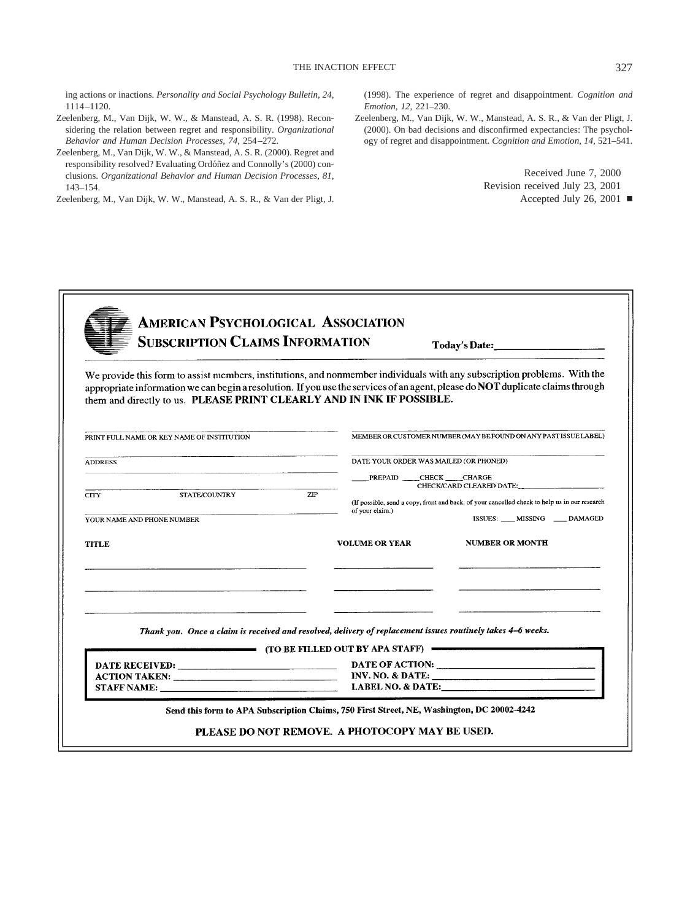ing actions or inactions. *Personality and Social Psychology Bulletin, 24,* 1114–1120.

Zeelenberg, M., Van Dijk, W. W., & Manstead, A. S. R. (1998). Reconsidering the relation between regret and responsibility. *Organizational Behavior and Human Decision Processes, 74,* 254–272.

Zeelenberg, M., Van Dijk, W. W., & Manstead, A. S. R. (2000). Regret and responsibility resolved? Evaluating Ordóñez and Connolly's (2000) conclusions. *Organizational Behavior and Human Decision Processes, 81,* 143–154.

Zeelenberg, M., Van Dijk, W. W., Manstead, A. S. R., & Van der Pligt, J. (1998). The experience of regret and disappointment. *Cognition and Emotion, 12,* 221–230.

Zeelenberg, M., Van Dijk, W. W., Manstead, A. S. R., & Van der Pligt, J. (2000). On bad decisions and disconfirmed expectancies: The psychology of regret and disappointment. *Cognition and Emotion, 14,* 521–541.

Received June 7, 2000
Revision received July 23, 2001
Accepted July 26, 2001 ■

## AMERICAN PSYCHOLOGICAL ASSOCIATION SUBSCRIPTION CLAIMS INFORMATION

**Today's Date:** ____________________

We provide this form to assist members, institutions, and nonmember individuals with any subscription problems. With the appropriate information we can begin a resolution. If you use the services of an agent, please do **NOT** duplicate claims through them and directly to us. **PLEASE PRINT CLEARLY AND IN INK IF POSSIBLE.**

PRINT FULL NAME OR KEY NAME OF INSTITUTION ____________________

MEMBER OR CUSTOMER NUMBER (MAY BE FOUND ON ANY PAST ISSUE LABEL) ____________________

ADDRESS ____________________

DATE YOUR ORDER WAS MAILED (OR PHONED) ____________________

____ PREPAID ____ CHECK ____ CHARGE
CHECK/CARD CLEARED DATE: ____________________

CITY ____________ STATE/COUNTRY ____________ ZIP ____________

(If possible, send a copy, front and back, of your cancelled check to help us in our research of your claim.)

YOUR NAME AND PHONE NUMBER ____________________

ISSUES: ____ MISSING ____ DAMAGED

| TITLE | VOLUME OR YEAR | NUMBER OR MONTH |
|---|---|---|
| | | |
| | | |
| | | |

*Thank you. Once a claim is received and resolved, delivery of replacement issues routinely takes 4–6 weeks.*

**(TO BE FILLED OUT BY APA STAFF)**

**DATE RECEIVED:** ____________________
**ACTION TAKEN:** ____________________
**STAFF NAME:** ____________________
**DATE OF ACTION:** ____________________
**INV. NO. & DATE:** ____________________
**LABEL NO. & DATE:** ____________________

**Send this form to APA Subscription Claims, 750 First Street, NE, Washington, DC 20002-4242**

**PLEASE DO NOT REMOVE. A PHOTOCOPY MAY BE USED.**